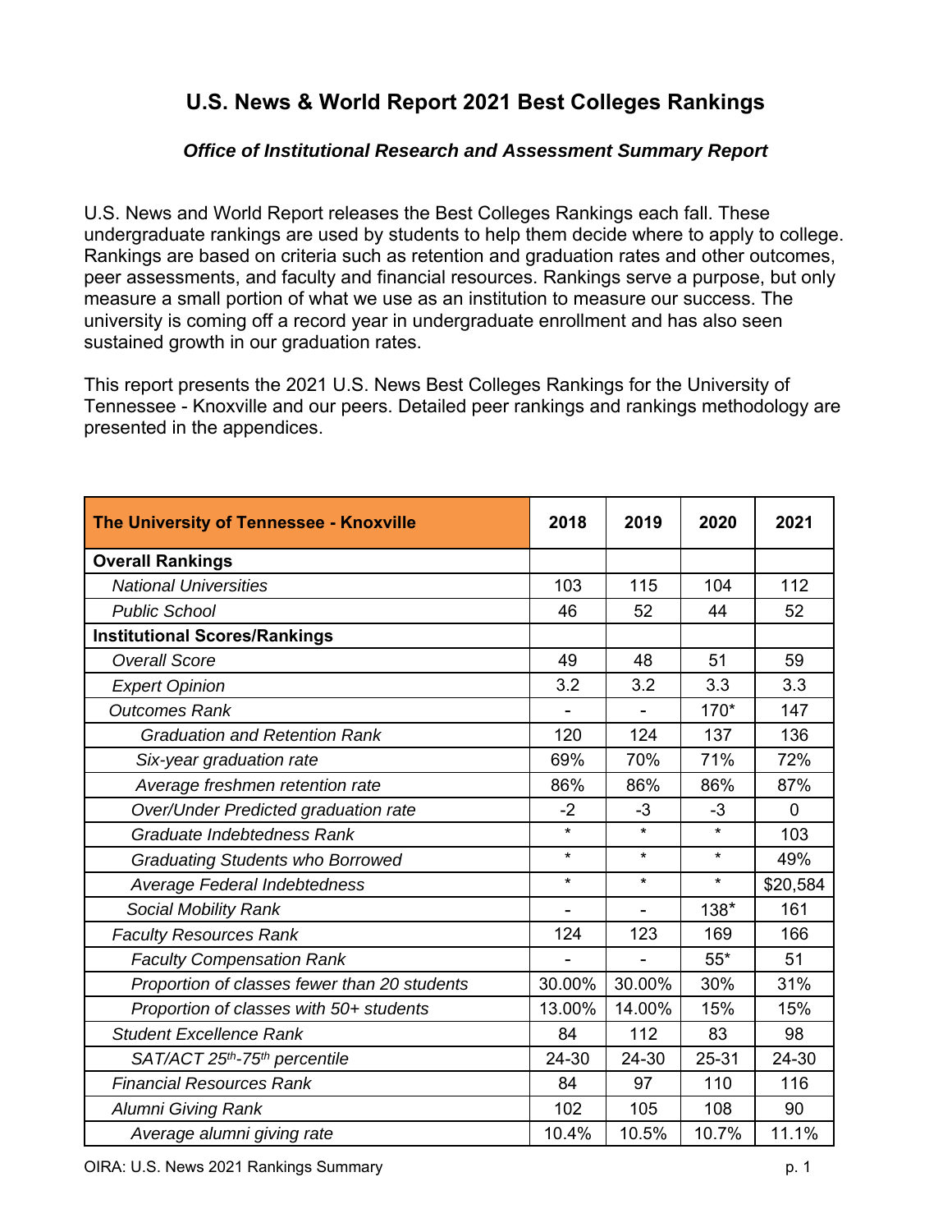# U.S. News & World Report 2021 Best Colleges Rankings

### *Office of Institutional Research and Assessment Summary Report*

U.S. News and World Report releases the Best Colleges Rankings each fall. These undergraduate rankings are used by students to help them decide where to apply to college. Rankings are based on criteria such as retention and graduation rates and other outcomes, peer assessments, and faculty and financial resources. Rankings serve a purpose, but only measure a small portion of what we use as an institution to measure our success. The university is coming off a record year in undergraduate enrollment and has also seen sustained growth in our graduation rates.

This report presents the 2021 U.S. News Best Colleges Rankings for the University of Tennessee - Knoxville and our peers. Detailed peer rankings and rankings methodology are presented in the appendices.

| The University of Tennessee - Knoxville | 2018 | 2019 | 2020 | 2021 |
|---|---|---|---|---|
| **Overall Rankings** | | | | |
| *National Universities* | 103 | 115 | 104 | 112 |
| *Public School* | 46 | 52 | 44 | 52 |
| **Institutional Scores/Rankings** | | | | |
| *Overall Score* | 49 | 48 | 51 | 59 |
| *Expert Opinion* | 3.2 | 3.2 | 3.3 | 3.3 |
| *Outcomes Rank* | - | - | 170* | 147 |
| *Graduation and Retention Rank* | 120 | 124 | 137 | 136 |
| *Six-year graduation rate* | 69% | 70% | 71% | 72% |
| *Average freshmen retention rate* | 86% | 86% | 86% | 87% |
| *Over/Under Predicted graduation rate* | -2 | -3 | -3 | 0 |
| *Graduate Indebtedness Rank* | * | * | * | 103 |
| *Graduating Students who Borrowed* | * | * | * | 49% |
| *Average Federal Indebtedness* | * | * | * | $20,584 |
| *Social Mobility Rank* | - | - | 138* | 161 |
| *Faculty Resources Rank* | 124 | 123 | 169 | 166 |
| *Faculty Compensation Rank* | - | - | 55* | 51 |
| *Proportion of classes fewer than 20 students* | 30.00% | 30.00% | 30% | 31% |
| *Proportion of classes with 50+ students* | 13.00% | 14.00% | 15% | 15% |
| *Student Excellence Rank* | 84 | 112 | 83 | 98 |
| *SAT/ACT 25th-75th percentile* | 24-30 | 24-30 | 25-31 | 24-30 |
| *Financial Resources Rank* | 84 | 97 | 110 | 116 |
| *Alumni Giving Rank* | 102 | 105 | 108 | 90 |
| *Average alumni giving rate* | 10.4% | 10.5% | 10.7% | 11.1% |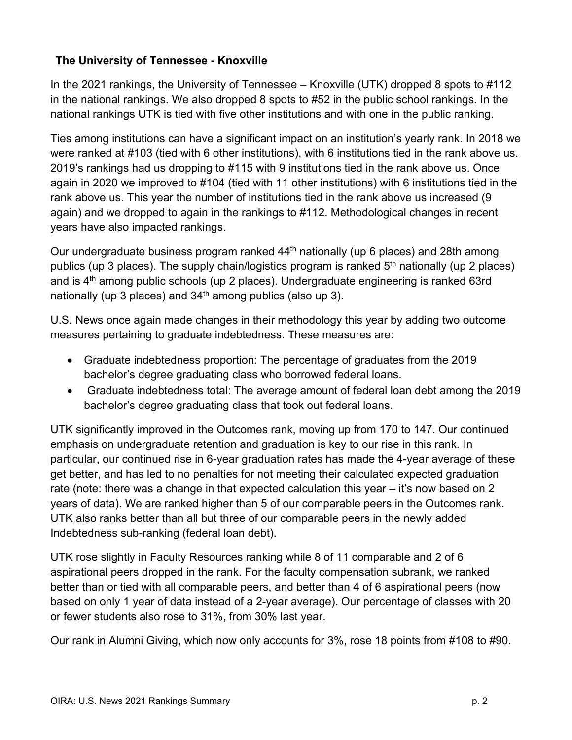**The University of Tennessee - Knoxville**

In the 2021 rankings, the University of Tennessee – Knoxville (UTK) dropped 8 spots to #112 in the national rankings. We also dropped 8 spots to #52 in the public school rankings. In the national rankings UTK is tied with five other institutions and with one in the public ranking.

Ties among institutions can have a significant impact on an institution's yearly rank. In 2018 we were ranked at #103 (tied with 6 other institutions), with 6 institutions tied in the rank above us. 2019's rankings had us dropping to #115 with 9 institutions tied in the rank above us. Once again in 2020 we improved to #104 (tied with 11 other institutions) with 6 institutions tied in the rank above us. This year the number of institutions tied in the rank above us increased (9 again) and we dropped to again in the rankings to #112. Methodological changes in recent years have also impacted rankings.

Our undergraduate business program ranked 44th nationally (up 6 places) and 28th among publics (up 3 places). The supply chain/logistics program is ranked 5th nationally (up 2 places) and is 4th among public schools (up 2 places). Undergraduate engineering is ranked 63rd nationally (up 3 places) and 34th among publics (also up 3).

U.S. News once again made changes in their methodology this year by adding two outcome measures pertaining to graduate indebtedness. These measures are:

- Graduate indebtedness proportion: The percentage of graduates from the 2019 bachelor's degree graduating class who borrowed federal loans.
- Graduate indebtedness total: The average amount of federal loan debt among the 2019 bachelor's degree graduating class that took out federal loans.

UTK significantly improved in the Outcomes rank, moving up from 170 to 147. Our continued emphasis on undergraduate retention and graduation is key to our rise in this rank. In particular, our continued rise in 6-year graduation rates has made the 4-year average of these get better, and has led to no penalties for not meeting their calculated expected graduation rate (note: there was a change in that expected calculation this year – it's now based on 2 years of data). We are ranked higher than 5 of our comparable peers in the Outcomes rank. UTK also ranks better than all but three of our comparable peers in the newly added Indebtedness sub-ranking (federal loan debt).

UTK rose slightly in Faculty Resources ranking while 8 of 11 comparable and 2 of 6 aspirational peers dropped in the rank. For the faculty compensation subrank, we ranked better than or tied with all comparable peers, and better than 4 of 6 aspirational peers (now based on only 1 year of data instead of a 2-year average). Our percentage of classes with 20 or fewer students also rose to 31%, from 30% last year.

Our rank in Alumni Giving, which now only accounts for 3%, rose 18 points from #108 to #90.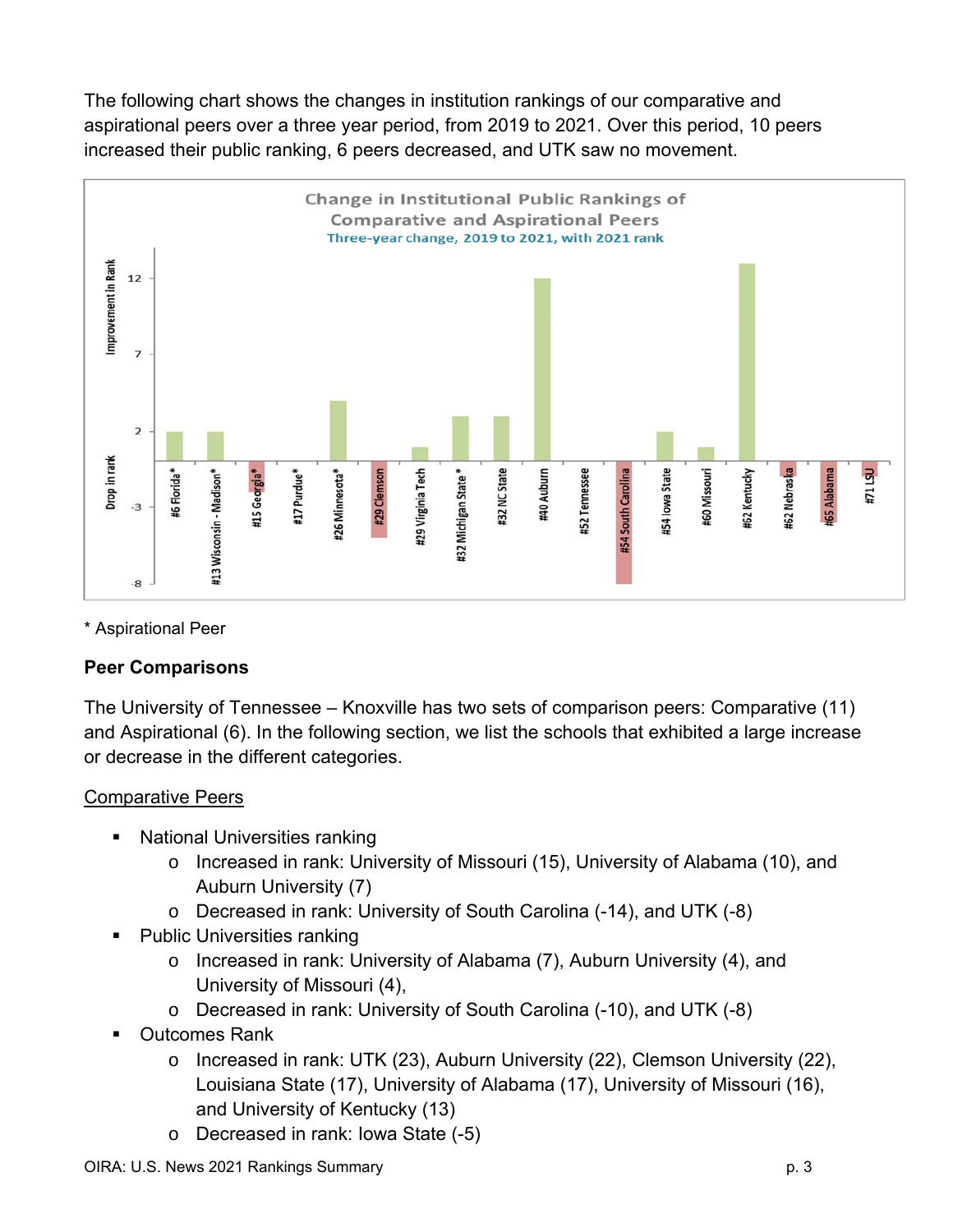The following chart shows the changes in institution rankings of our comparative and aspirational peers over a three year period, from 2019 to 2021. Over this period, 10 peers increased their public ranking, 6 peers decreased, and UTK saw no movement.

Change in Institutional Public Rankings of Comparative and Aspirational Peers
Three-year change, 2019 to 2021, with 2021 rank

\* Aspirational Peer

**Peer Comparisons**

The University of Tennessee – Knoxville has two sets of comparison peers: Comparative (11) and Aspirational (6). In the following section, we list the schools that exhibited a large increase or decrease in the different categories.

Comparative Peers

- National Universities ranking
  - Increased in rank: University of Missouri (15), University of Alabama (10), and Auburn University (7)
  - Decreased in rank: University of South Carolina (-14), and UTK (-8)
- Public Universities ranking
  - Increased in rank: University of Alabama (7), Auburn University (4), and University of Missouri (4),
  - Decreased in rank: University of South Carolina (-10), and UTK (-8)
- Outcomes Rank
  - Increased in rank: UTK (23), Auburn University (22), Clemson University (22), Louisiana State (17), University of Alabama (17), University of Missouri (16), and University of Kentucky (13)
  - Decreased in rank: Iowa State (-5)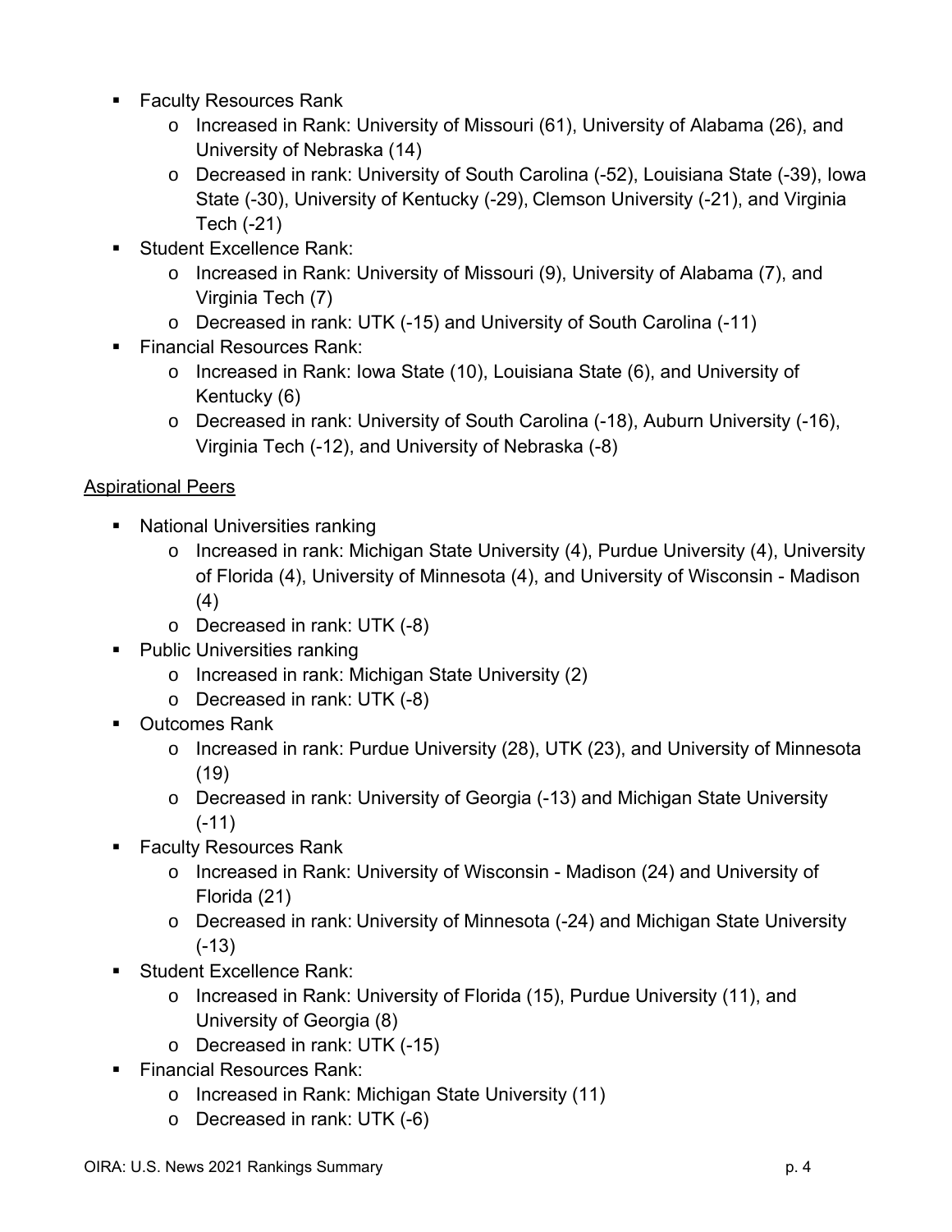- Faculty Resources Rank
  - Increased in Rank: University of Missouri (61), University of Alabama (26), and University of Nebraska (14)
  - Decreased in rank: University of South Carolina (-52), Louisiana State (-39), Iowa State (-30), University of Kentucky (-29), Clemson University (-21), and Virginia Tech (-21)
- Student Excellence Rank:
  - Increased in Rank: University of Missouri (9), University of Alabama (7), and Virginia Tech (7)
  - Decreased in rank: UTK (-15) and University of South Carolina (-11)
- Financial Resources Rank:
  - Increased in Rank: Iowa State (10), Louisiana State (6), and University of Kentucky (6)
  - Decreased in rank: University of South Carolina (-18), Auburn University (-16), Virginia Tech (-12), and University of Nebraska (-8)

<u>Aspirational Peers</u>

- National Universities ranking
  - Increased in rank: Michigan State University (4), Purdue University (4), University of Florida (4), University of Minnesota (4), and University of Wisconsin - Madison (4)
  - Decreased in rank: UTK (-8)
- Public Universities ranking
  - Increased in rank: Michigan State University (2)
  - Decreased in rank: UTK (-8)
- Outcomes Rank
  - Increased in rank: Purdue University (28), UTK (23), and University of Minnesota (19)
  - Decreased in rank: University of Georgia (-13) and Michigan State University (-11)
- Faculty Resources Rank
  - Increased in Rank: University of Wisconsin - Madison (24) and University of Florida (21)
  - Decreased in rank: University of Minnesota (-24) and Michigan State University (-13)
- Student Excellence Rank:
  - Increased in Rank: University of Florida (15), Purdue University (11), and University of Georgia (8)
  - Decreased in rank: UTK (-15)
- Financial Resources Rank:
  - Increased in Rank: Michigan State University (11)
  - Decreased in rank: UTK (-6)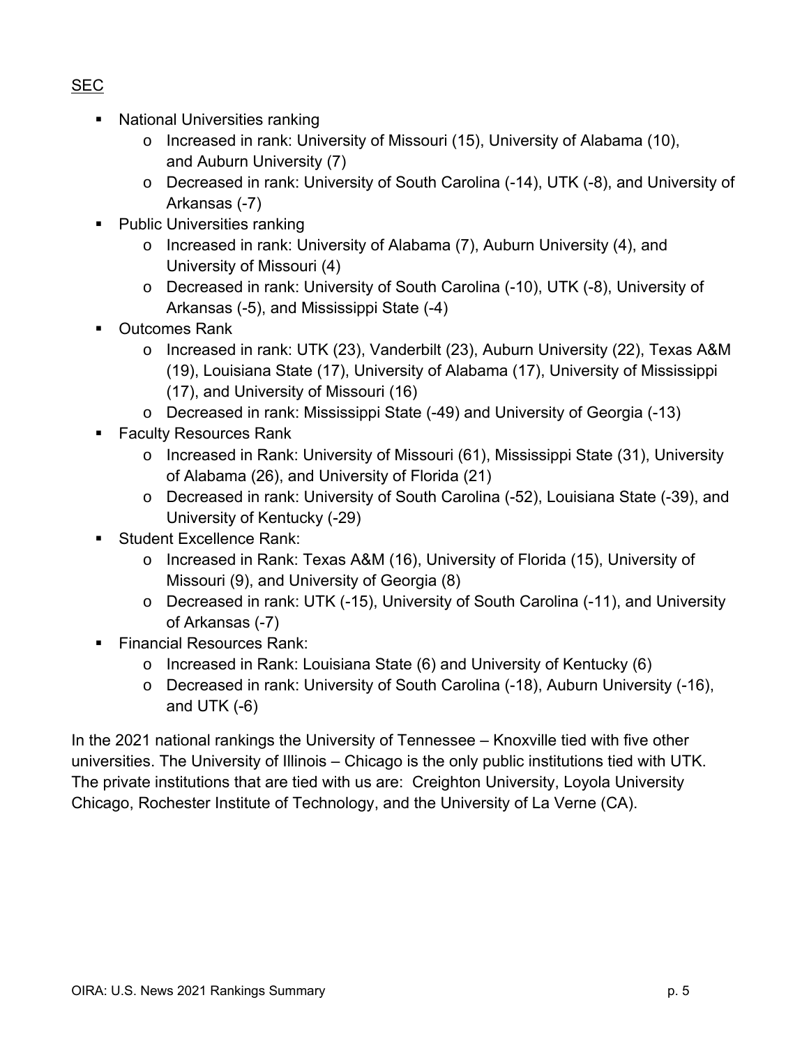SEC

- National Universities ranking
  - Increased in rank: University of Missouri (15), University of Alabama (10), and Auburn University (7)
  - Decreased in rank: University of South Carolina (-14), UTK (-8), and University of Arkansas (-7)
- Public Universities ranking
  - Increased in rank: University of Alabama (7), Auburn University (4), and University of Missouri (4)
  - Decreased in rank: University of South Carolina (-10), UTK (-8), University of Arkansas (-5), and Mississippi State (-4)
- Outcomes Rank
  - Increased in rank: UTK (23), Vanderbilt (23), Auburn University (22), Texas A&M (19), Louisiana State (17), University of Alabama (17), University of Mississippi (17), and University of Missouri (16)
  - Decreased in rank: Mississippi State (-49) and University of Georgia (-13)
- Faculty Resources Rank
  - Increased in Rank: University of Missouri (61), Mississippi State (31), University of Alabama (26), and University of Florida (21)
  - Decreased in rank: University of South Carolina (-52), Louisiana State (-39), and University of Kentucky (-29)
- Student Excellence Rank:
  - Increased in Rank: Texas A&M (16), University of Florida (15), University of Missouri (9), and University of Georgia (8)
  - Decreased in rank: UTK (-15), University of South Carolina (-11), and University of Arkansas (-7)
- Financial Resources Rank:
  - Increased in Rank: Louisiana State (6) and University of Kentucky (6)
  - Decreased in rank: University of South Carolina (-18), Auburn University (-16), and UTK (-6)

In the 2021 national rankings the University of Tennessee – Knoxville tied with five other universities. The University of Illinois – Chicago is the only public institutions tied with UTK. The private institutions that are tied with us are: Creighton University, Loyola University Chicago, Rochester Institute of Technology, and the University of La Verne (CA).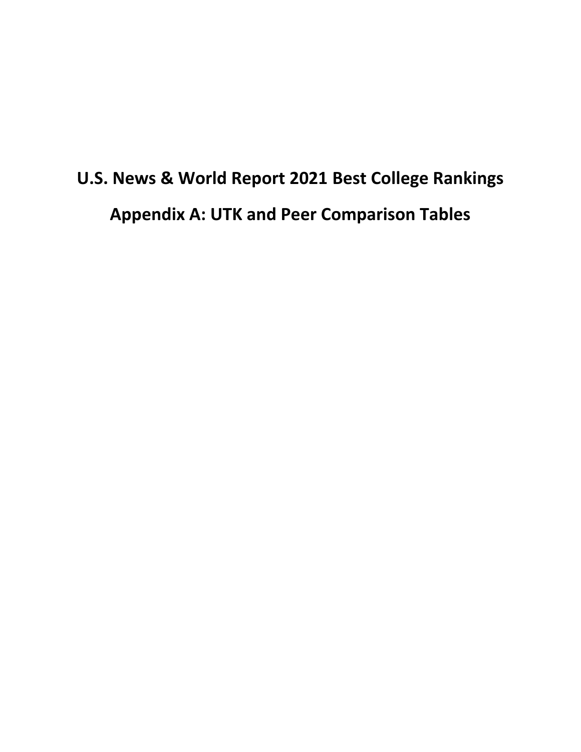# U.S. News & World Report 2021 Best College Rankings

# Appendix A: UTK and Peer Comparison Tables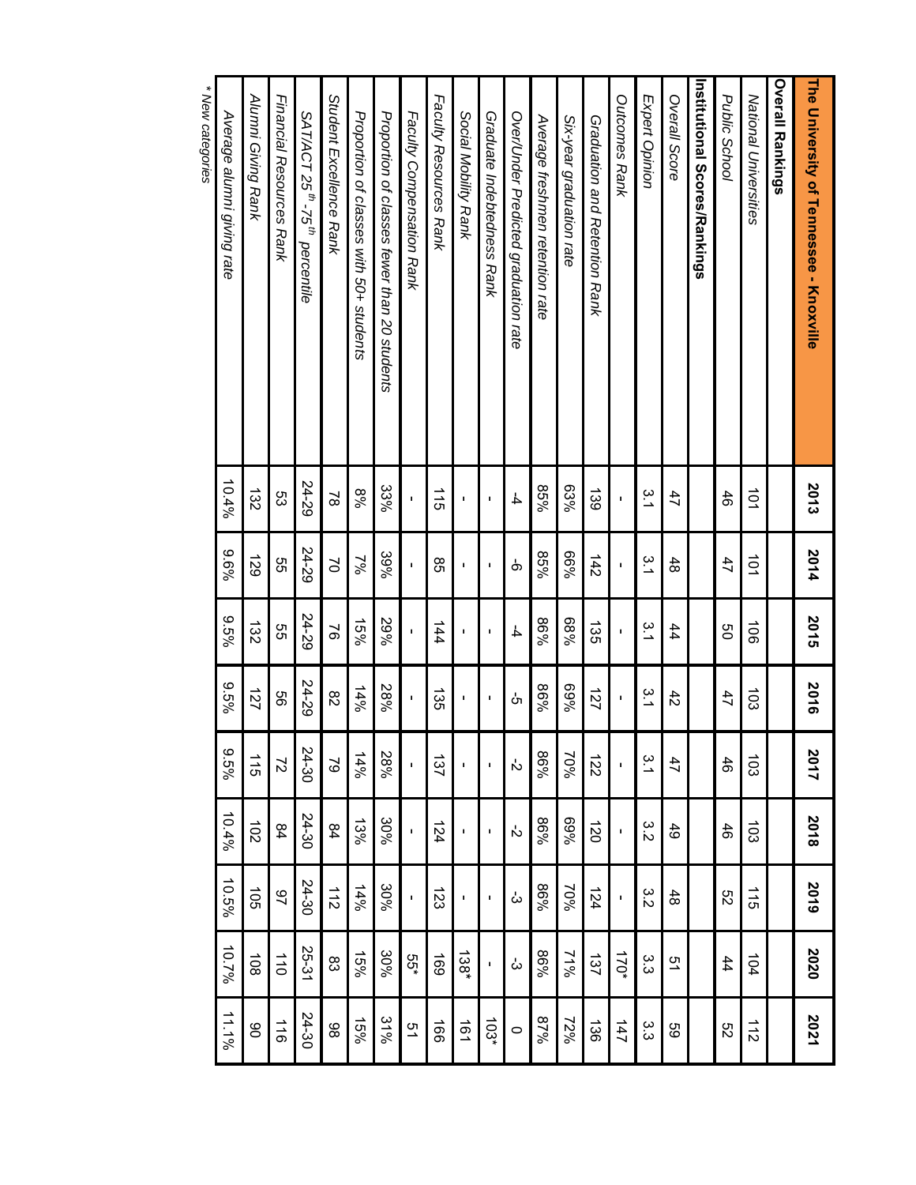| The University of Tennessee - Knoxville | 2013 | 2014 | 2015 | 2016 | 2017 | 2018 | 2019 | 2020 | 2021 |
|---|---|---|---|---|---|---|---|---|---|
| **Overall Rankings** | | | | | | | | | |
| *National Universities* | 101 | 101 | 106 | 103 | 103 | 103 | 115 | 104 | 112 |
| *Public School* | 46 | 47 | 50 | 47 | 46 | 46 | 52 | 44 | 52 |
| **Institutional Scores/Rankings** | | | | | | | | | |
| *Overall Score* | 47 | 48 | 44 | 42 | 47 | 49 | 48 | 51 | 59 |
| *Expert Opinion* | 3.1 | 3.1 | 3.1 | 3.1 | 3.1 | 3.2 | 3.2 | 3.3 | 3.3 |
| *Outcomes Rank* | - | - | - | - | - | - | - | 170* | 147 |
| *Graduation and Retention Rank* | 139 | 142 | 135 | 127 | 122 | 120 | 124 | 137 | 136 |
| *Six-year graduation rate* | 63% | 66% | 68% | 69% | 70% | 69% | 70% | 71% | 72% |
| *Average freshmen retention rate* | 85% | 85% | 86% | 86% | 86% | 86% | 86% | 86% | 87% |
| *Over/Under Predicted graduation rate* | -4 | -6 | -4 | -5 | -2 | -2 | -3 | -3 | 0 |
| *Graduate Indebtedness Rank* | - | - | - | - | - | - | - | - | 103* |
| *Social Mobility Rank* | - | - | - | - | - | - | - | 138* | 161 |
| *Faculty Resources Rank* | 115 | 85 | 144 | 135 | 137 | 124 | 123 | 169 | 166 |
| *Faculty Compensation Rank* | - | - | - | - | - | - | - | 55* | 51 |
| *Proportion of classes fewer than 20 students* | 33% | 39% | 29% | 28% | 28% | 30% | 30% | 30% | 31% |
| *Proportion of classes with 50+ students* | 8% | 7% | 15% | 14% | 14% | 13% | 14% | 15% | 15% |
| *Student Excellence Rank* | 78 | 70 | 76 | 82 | 79 | 84 | 112 | 83 | 98 |
| *SAT/ACT 25th-75th percentile* | 24-29 | 24-29 | 24-29 | 24-29 | 24-30 | 24-30 | 24-30 | 25-31 | 24-30 |
| *Financial Resources Rank* | 53 | 55 | 55 | 56 | 72 | 84 | 97 | 110 | 116 |
| *Alumni Giving Rank* | 132 | 129 | 132 | 127 | 115 | 102 | 105 | 108 | 90 |
| *Average alumni giving rate* | 10.4% | 9.6% | 9.5% | 9.5% | 9.5% | 10.4% | 10.5% | 10.7% | 11.1% |

*\* New categories*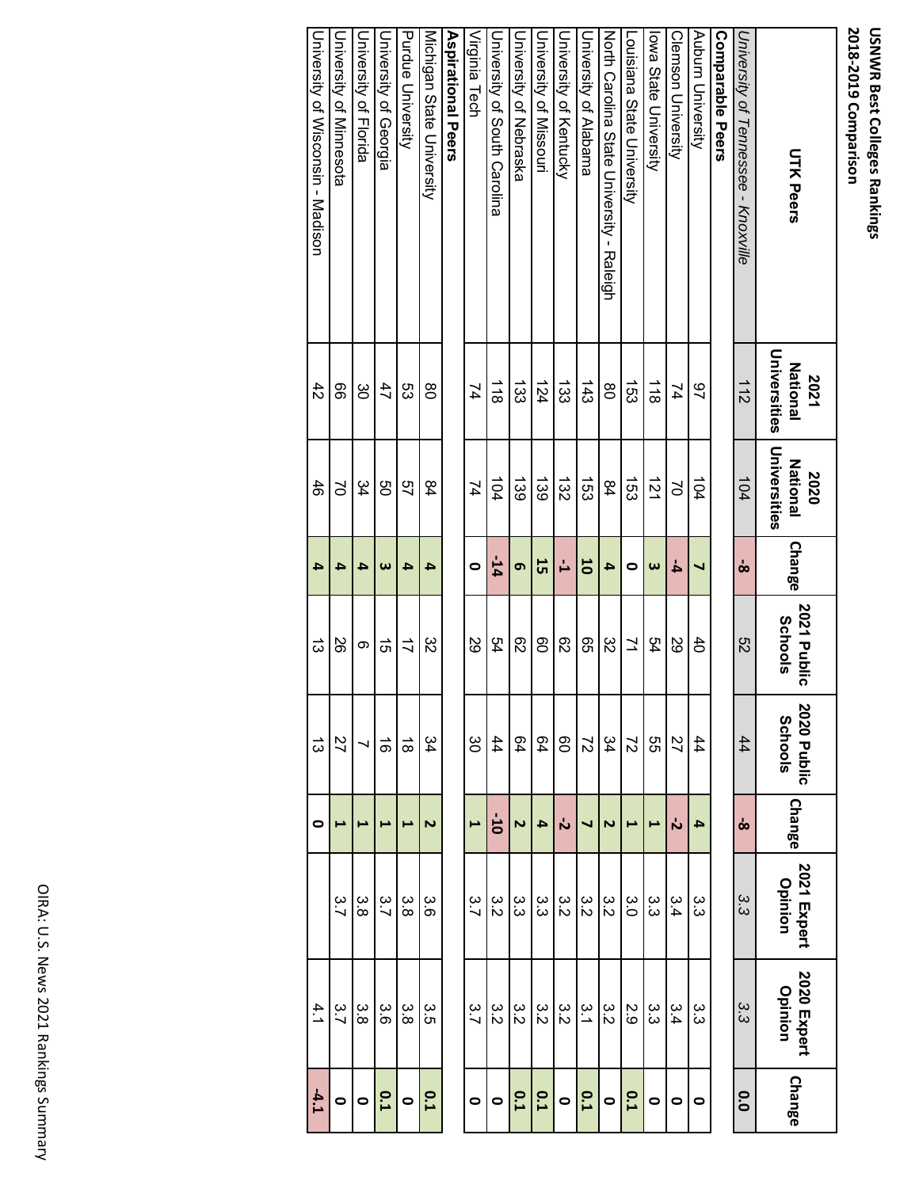**USNWR Best Colleges Rankings**
**2018-2019 Comparison**

| UTK Peers | 2021 National Universities | 2020 National Universities | Change | 2021 Public Schools | 2020 Public Schools | Change | 2021 Expert Opinion | 2020 Expert Opinion | Change |
|---|---|---|---|---|---|---|---|---|---|
| *University of Tennessee - Knoxville* | 112 | 104 | **-8** | 52 | 44 | **-8** | 3.3 | 3.3 | **0.0** |
| **Comparable Peers** | | | | | | | | | |
| Auburn University | 97 | 104 | **7** | 40 | 44 | **4** | 3.3 | 3.3 | **0** |
| Clemson University | 74 | 70 | **-4** | 29 | 27 | **-2** | 3.4 | 3.4 | **0** |
| Iowa State University | 118 | 121 | **3** | 54 | 55 | **1** | 3.3 | 3.3 | **0** |
| Louisiana State University | 153 | 153 | **0** | 71 | 72 | **1** | 3.0 | 2.9 | **0.1** |
| North Carolina State University - Raleigh | 80 | 84 | **4** | 32 | 34 | **2** | 3.2 | 3.2 | **0** |
| University of Alabama | 143 | 153 | **10** | 65 | 72 | **7** | 3.2 | 3.1 | **0.1** |
| University of Kentucky | 133 | 132 | **-1** | 62 | 60 | **-2** | 3.2 | 3.2 | **0** |
| University of Missouri | 124 | 139 | **15** | 60 | 64 | **4** | 3.3 | 3.2 | **0.1** |
| University of Nebraska | 133 | 139 | **6** | 62 | 64 | **2** | 3.3 | 3.2 | **0.1** |
| University of South Carolina | 118 | 104 | **-14** | 54 | 44 | **-10** | 3.2 | 3.2 | **0** |
| Virginia Tech | 74 | 74 | **0** | 29 | 30 | **1** | 3.7 | 3.7 | **0** |
| **Aspirational Peers** | | | | | | | | | |
| Michigan State University | 80 | 84 | **4** | 32 | 34 | **2** | 3.6 | 3.5 | **0.1** |
| Purdue University | 53 | 57 | **4** | 17 | 18 | **1** | 3.8 | 3.8 | **0** |
| University of Georgia | 47 | 50 | **3** | 15 | 16 | **1** | 3.7 | 3.6 | **0.1** |
| University of Florida | 30 | 34 | **4** | 6 | 7 | **1** | 3.8 | 3.8 | **0** |
| University of Minnesota | 66 | 70 | **4** | 26 | 27 | **1** | 3.7 | 3.7 | **0** |
| University of Wisconsin - Madison | 42 | 46 | **4** | 13 | 13 | **0** | | 4.1 | **-4.1** |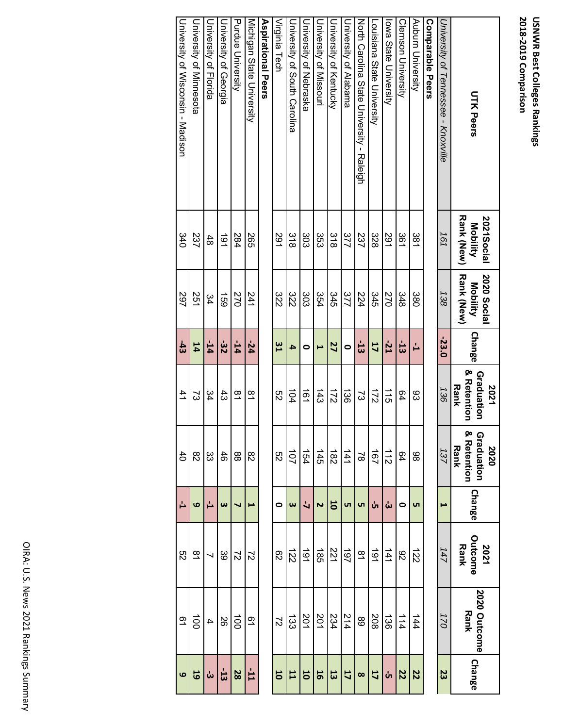# USNWR Best Colleges Rankings
## 2018-2019 Comparison

| UTK Peers | 2021Social Mobility Rank (New) | 2020 Social Mobility Rank (New) | Change | 2021 Graduation & Retention Rank | 2020 Graduation & Retention Rank | Change | 2021 Outcome Rank | 2020 Outcome Rank | Change |
|---|---|---|---|---|---|---|---|---|---|
| *University of Tennessee - Knoxville* | *161* | *138* | **-23.0** | *136* | *137* | **1** | *147* | *170* | **23** |
| **Comparable Peers** | | | | | | | | | |
| Auburn University | 381 | 380 | **-1** | 93 | 98 | **5** | 122 | 144 | **22** |
| Clemson University | 361 | 348 | **-13** | 64 | 64 | **0** | 92 | 114 | **22** |
| Iowa State University | 291 | 270 | **-21** | 115 | 112 | **-3** | 141 | 136 | **-5** |
| Louisiana State University | 328 | 345 | **17** | 172 | 167 | **-5** | 191 | 208 | **17** |
| North Carolina State University - Raleigh | 237 | 224 | **-13** | 73 | 78 | **5** | 81 | 89 | **8** |
| University of Alabama | 377 | 377 | **0** | 136 | 141 | **5** | 197 | 214 | **17** |
| University of Kentucky | 318 | 345 | **27** | 172 | 182 | **10** | 221 | 234 | **13** |
| University of Missouri | 353 | 354 | **1** | 143 | 145 | **2** | 185 | 201 | **16** |
| University of Nebraska | 303 | 303 | **0** | 161 | 154 | **-7** | 191 | 201 | **10** |
| University of South Carolina | 318 | 322 | **4** | 104 | 107 | **3** | 122 | 133 | **11** |
| Virginia Tech | 291 | 322 | **31** | 52 | 52 | **0** | 62 | 72 | **10** |
| **Aspirational Peers** | | | | | | | | | |
| Michigan State University | 265 | 241 | **-24** | 81 | 82 | **1** | 72 | 61 | **-11** |
| Purdue University | 284 | 270 | **-14** | 81 | 88 | **7** | 72 | 100 | **28** |
| University of Georgia | 191 | 159 | **-32** | 43 | 46 | **3** | 39 | 26 | **-13** |
| University of Florida | 48 | 34 | **-14** | 34 | 33 | **-1** | 7 | 4 | **-3** |
| University of Minnesota | 237 | 251 | **14** | 73 | 82 | **9** | 81 | 100 | **19** |
| University of Wisconsin - Madison | 340 | 297 | **-43** | 41 | 40 | **-1** | 52 | 61 | **9** |

OIRA: U.S. News 2021 Rankings Summary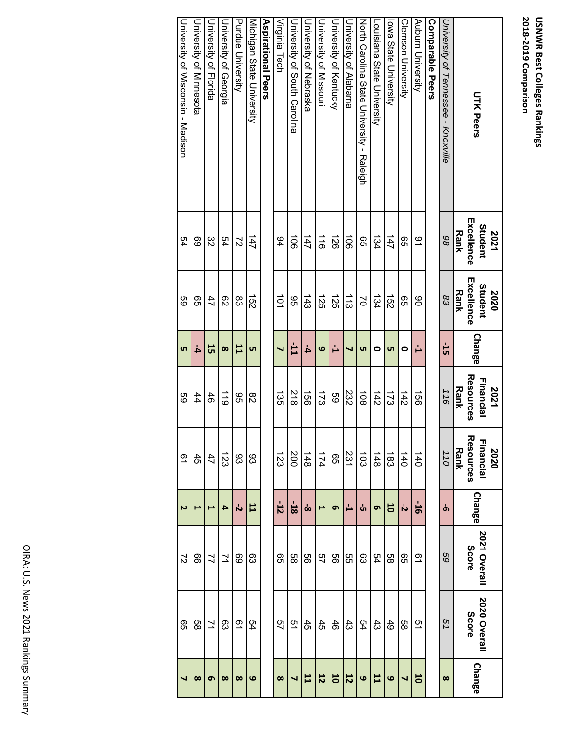**USNWR Best Colleges Rankings**
**2018-2019 Comparison**

| UTK Peers | 2021 Student Excellence Rank | 2020 Student Excellence Rank | Change | 2021 Financial Resources Rank | 2020 Financial Resources Rank | Change | 2021 Overall Score | 2020 Overall Score | Change |
|---|---|---|---|---|---|---|---|---|---|
| *University of Tennessee - Knoxville* | *98* | *83* | **-15** | *116* | *110* | **-6** | *59* | *51* | **8** |
| **Comparable Peers** | | | | | | | | | |
| Auburn University | 91 | 90 | **-1** | 156 | 140 | **-16** | 61 | 51 | **10** |
| Clemson University | 65 | 65 | **0** | 142 | 140 | **-2** | 65 | 58 | **7** |
| Iowa State University | 147 | 152 | **5** | 173 | 183 | **10** | 58 | 49 | **9** |
| Louisiana State University | 134 | 134 | **0** | 142 | 148 | **6** | 54 | 43 | **11** |
| North Carolina State University - Raleigh | 65 | 70 | **5** | 108 | 103 | **-5** | 63 | 54 | **9** |
| University of Alabama | 106 | 113 | **7** | 232 | 231 | **-1** | 55 | 43 | **12** |
| University of Kentucky | 126 | 125 | **-1** | 59 | 65 | **6** | 56 | 46 | **10** |
| University of Missouri | 116 | 125 | **9** | 173 | 174 | **1** | 57 | 45 | **12** |
| University of Nebraska | 147 | 143 | **-4** | 156 | 148 | **-8** | 56 | 45 | **11** |
| University of South Carolina | 106 | 95 | **-11** | 218 | 200 | **-18** | 58 | 51 | **7** |
| Virginia Tech | 94 | 101 | **7** | 135 | 123 | **-12** | 65 | 57 | **8** |
| **Aspirational Peers** | | | | | | | | | |
| Michigan State University | 147 | 152 | **5** | 82 | 93 | **11** | 63 | 54 | **9** |
| Purdue University | 72 | 83 | **11** | 95 | 93 | **-2** | 69 | 61 | **8** |
| University of Georgia | 54 | 62 | **8** | 119 | 123 | **4** | 71 | 63 | **8** |
| University of Florida | 32 | 47 | **15** | 46 | 47 | **1** | 77 | 71 | **6** |
| University of Minnesota | 69 | 65 | **-4** | 44 | 45 | **1** | 66 | 58 | **8** |
| University of Wisconsin - Madison | 54 | 59 | **5** | 59 | 61 | **2** | 72 | 65 | **7** |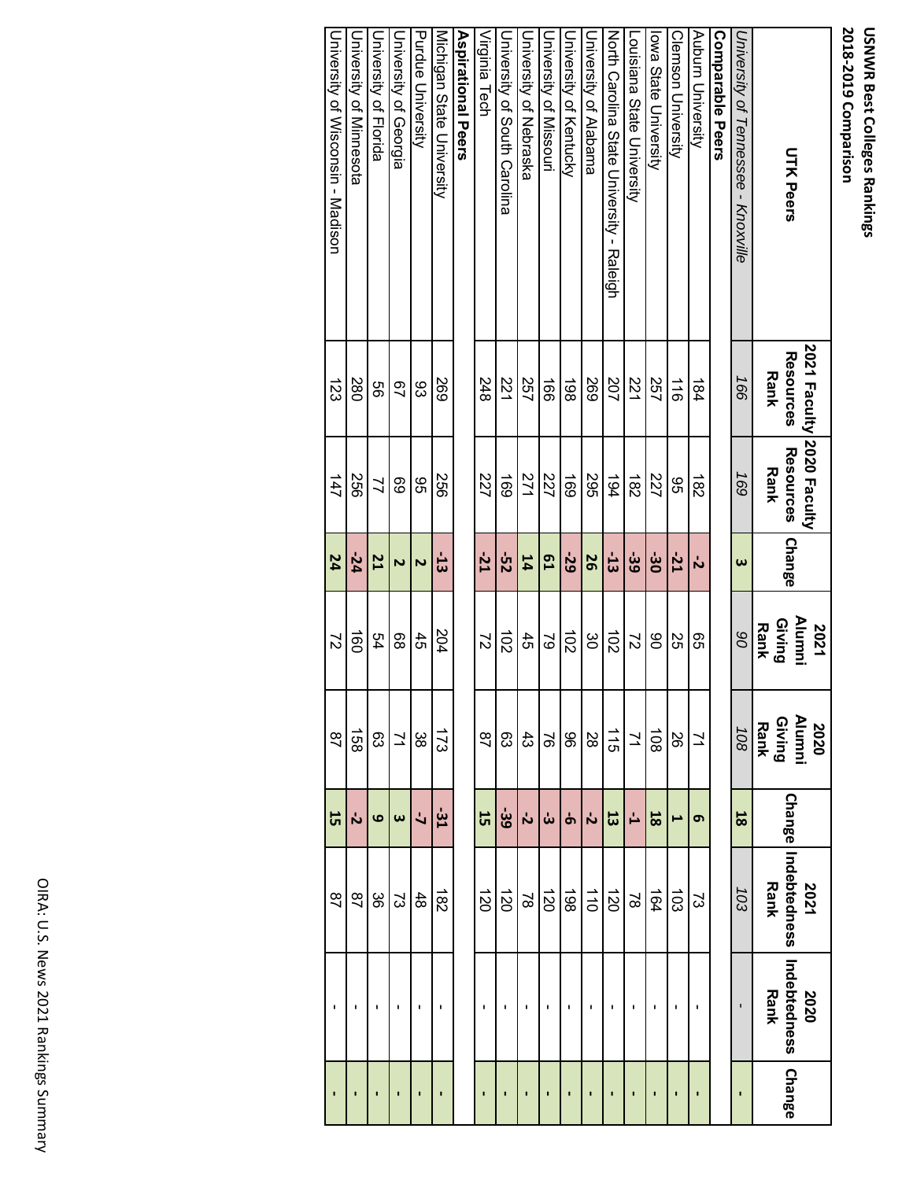**USNWR Best Colleges Rankings**
**2018-2019 Comparison**

| UTK Peers | 2021 Faculty Resources Rank | 2020 Faculty Resources Rank | Change | 2021 Alumni Giving Rank | 2020 Alumni Giving Rank | Change | 2021 Indebtedness Rank | 2020 Indebtedness Rank | Change |
|---|---|---|---|---|---|---|---|---|---|
| *University of Tennessee - Knoxville* | *166* | *169* | **3** | *90* | *108* | **18** | *103* | - | - |
| **Comparable Peers** | | | | | | | | | |
| Auburn University | 184 | 182 | **-2** | 65 | 71 | **6** | 73 | - | - |
| Clemson University | 116 | 95 | **-21** | 25 | 26 | **1** | 103 | - | - |
| Iowa State University | 257 | 227 | **-30** | 90 | 108 | **18** | 164 | - | - |
| Louisiana State University | 221 | 182 | **-39** | 72 | 71 | **-1** | 78 | - | - |
| North Carolina State University - Raleigh | 207 | 194 | **-13** | 102 | 115 | **13** | 120 | - | - |
| University of Alabama | 269 | 295 | **26** | 30 | 28 | **-2** | 110 | - | - |
| University of Kentucky | 198 | 169 | **-29** | 102 | 96 | **-6** | 198 | - | - |
| University of Missouri | 166 | 227 | **61** | 79 | 76 | **-3** | 120 | - | - |
| University of Nebraska | 257 | 271 | **14** | 45 | 43 | **-2** | 78 | - | - |
| University of South Carolina | 221 | 169 | **-52** | 102 | 63 | **-39** | 120 | - | - |
| Virginia Tech | 248 | 227 | **-21** | 72 | 87 | **15** | 120 | - | - |
| **Aspirational Peers** | | | | | | | | | |
| Michigan State University | 269 | 256 | **-13** | 204 | 173 | **-31** | 182 | - | - |
| Purdue University | 93 | 95 | **2** | 45 | 38 | **-7** | 48 | - | - |
| University of Georgia | 67 | 69 | **2** | 68 | 71 | **3** | 73 | - | - |
| University of Florida | 56 | 77 | **21** | 54 | 63 | **9** | 36 | - | - |
| University of Minnesota | 280 | 256 | **-24** | 160 | 158 | **-2** | 87 | - | - |
| University of Wisconsin - Madison | 123 | 147 | **24** | 72 | 87 | **15** | 87 | - | - |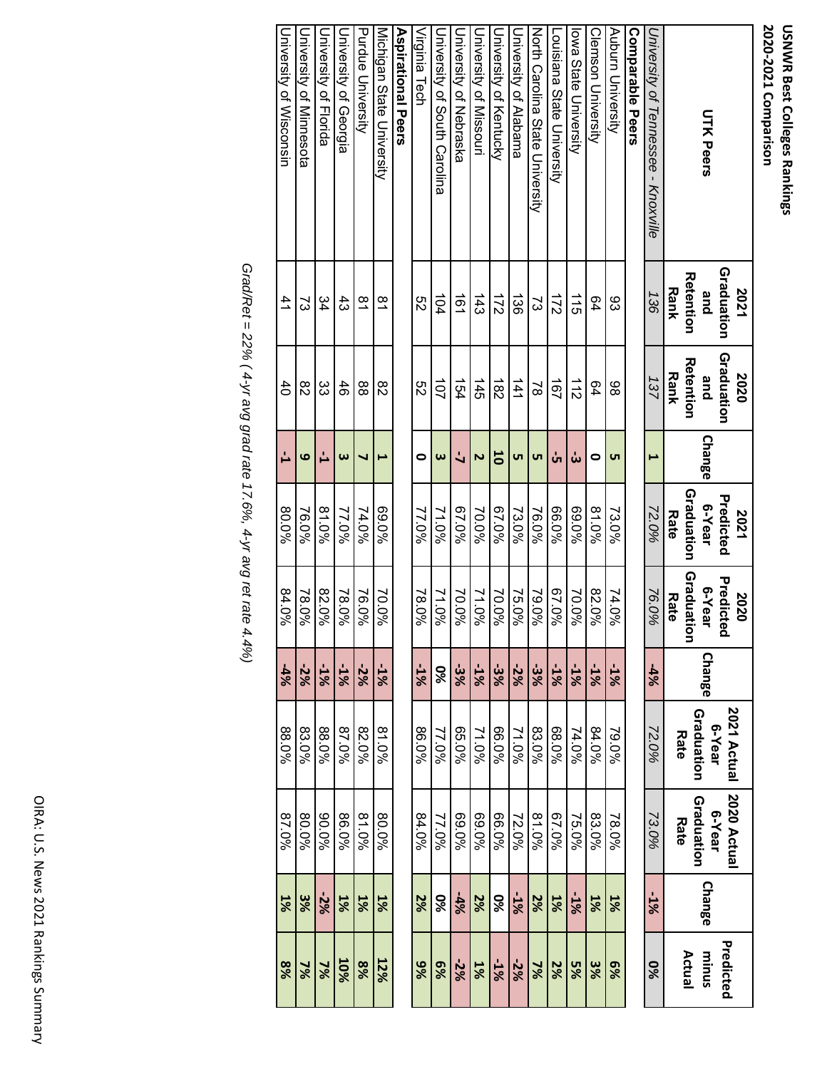**USNWR Best Colleges Rankings**
**2020-2021 Comparison**

| UTK Peers | 2021 Graduation and Retention Rank | 2020 Graduation and Retention Rank | Change | 2021 Predicted 6-Year Graduation Rate | 2020 Predicted 6-Year Graduation Rate | Change | 2021 Actual 6-Year Graduation Rate | 2020 Actual 6-Year Graduation Rate | Change | Predicted minus Actual |
|---|---|---|---|---|---|---|---|---|---|---|
| *University of Tennessee - Knoxville* | *136* | *137* | **1** | *72.0%* | *76.0%* | **-4%** | *72.0%* | *73.0%* | **-1%** | **0%** |
| **Comparable Peers** | | | | | | | | | | |
| Auburn University | 93 | 98 | **5** | 73.0% | 74.0% | **-1%** | 79.0% | 78.0% | **1%** | **6%** |
| Clemson University | 64 | 64 | **0** | 81.0% | 82.0% | **-1%** | 84.0% | 83.0% | **1%** | **3%** |
| Iowa State University | 115 | 112 | **-3** | 69.0% | 70.0% | **-1%** | 74.0% | 75.0% | **-1%** | **5%** |
| Louisiana State University | 172 | 167 | **-5** | 66.0% | 67.0% | **-1%** | 68.0% | 67.0% | **1%** | **2%** |
| North Carolina State University | 73 | 78 | **5** | 76.0% | 79.0% | **-3%** | 83.0% | 81.0% | **2%** | **7%** |
| University of Alabama | 136 | 141 | **5** | 73.0% | 75.0% | **-2%** | 71.0% | 72.0% | **-1%** | **-2%** |
| University of Kentucky | 172 | 182 | **10** | 67.0% | 70.0% | **-3%** | 66.0% | 66.0% | **0%** | **-1%** |
| University of Missouri | 143 | 145 | **2** | 70.0% | 71.0% | **-1%** | 71.0% | 69.0% | **2%** | **1%** |
| University of Nebraska | 161 | 154 | **-7** | 67.0% | 70.0% | **-3%** | 65.0% | 69.0% | **-4%** | **-2%** |
| University of South Carolina | 104 | 107 | **3** | 71.0% | 71.0% | **0%** | 77.0% | 77.0% | **0%** | **6%** |
| Virginia Tech | 52 | 52 | **0** | 77.0% | 78.0% | **-1%** | 86.0% | 84.0% | **2%** | **9%** |
| **Aspirational Peers** | | | | | | | | | | |
| Michigan State University | 81 | 82 | **1** | 69.0% | 70.0% | **-1%** | 81.0% | 80.0% | **1%** | **12%** |
| Purdue University | 81 | 88 | **7** | 74.0% | 76.0% | **-2%** | 82.0% | 81.0% | **1%** | **8%** |
| University of Georgia | 43 | 46 | **3** | 77.0% | 78.0% | **-1%** | 87.0% | 86.0% | **1%** | **10%** |
| University of Florida | 34 | 33 | **-1** | 81.0% | 82.0% | **-1%** | 88.0% | 90.0% | **-2%** | **7%** |
| University of Minnesota | 73 | 82 | **9** | 76.0% | 78.0% | **-2%** | 83.0% | 80.0% | **3%** | **7%** |
| University of Wisconsin | 41 | 40 | **-1** | 80.0% | 84.0% | **-4%** | 88.0% | 87.0% | **1%** | **8%** |

*Grad/Ret = 22% ( 4-yr avg grad rate 17.6%, 4-yr avg ret rate 4.4%)*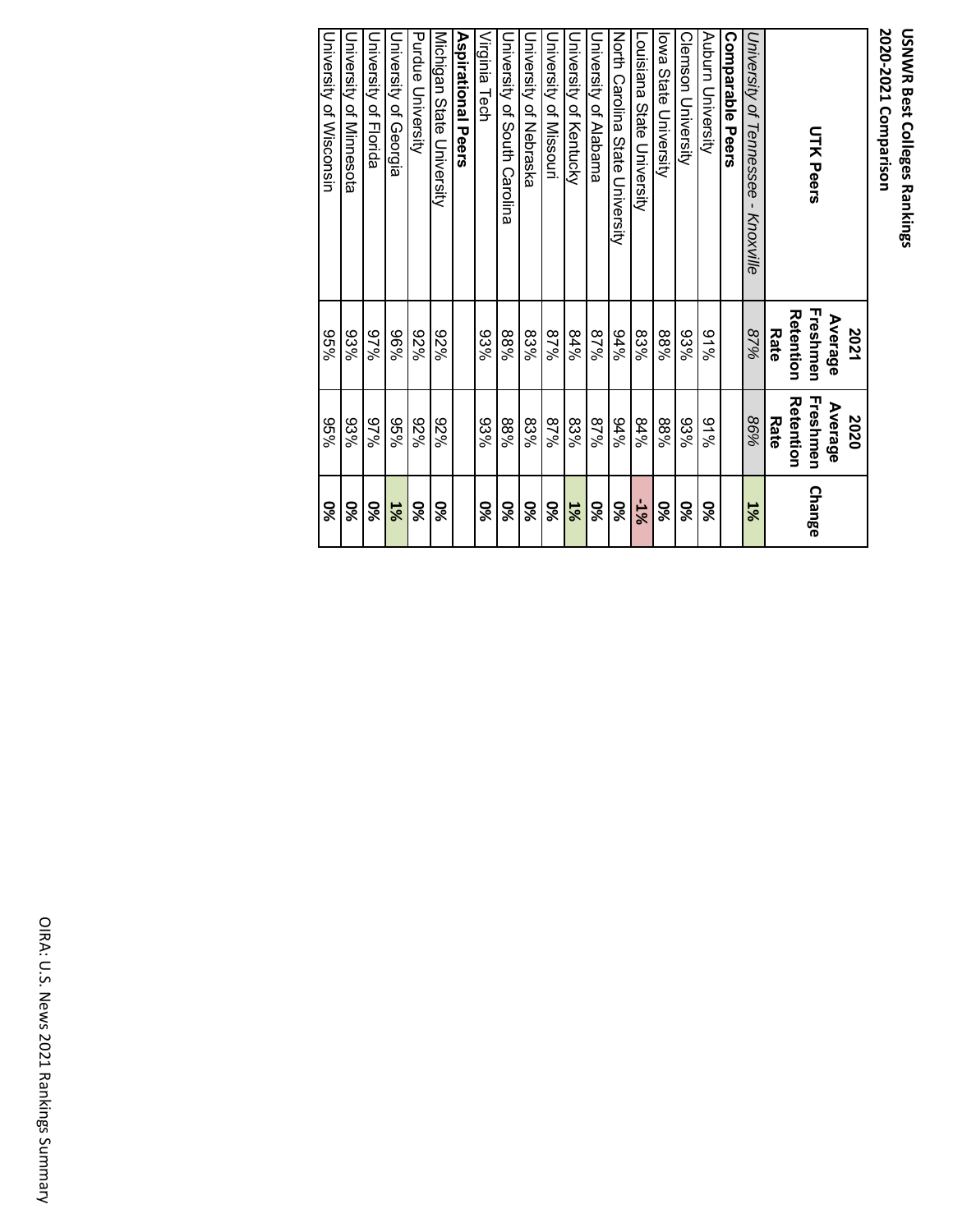**USNWR Best Colleges Rankings**
**2020-2021 Comparison**

| UTK Peers | 2021 Average Freshmen Retention Rate | 2020 Average Freshmen Retention Rate | Change |
|---|---|---|---|
| *University of Tennessee - Knoxville* | *87%* | *86%* | **1%** |
| **Comparable Peers** | | | |
| Auburn University | 91% | 91% | **0%** |
| Clemson University | 93% | 93% | **0%** |
| Iowa State University | 88% | 88% | **0%** |
| Louisiana State University | 83% | 84% | **-1%** |
| North Carolina State University | 94% | 94% | **0%** |
| University of Alabama | 87% | 87% | **0%** |
| University of Kentucky | 84% | 83% | **1%** |
| University of Missouri | 87% | 87% | **0%** |
| University of Nebraska | 83% | 83% | **0%** |
| University of South Carolina | 88% | 88% | **0%** |
| Virginia Tech | 93% | 93% | **0%** |
| **Aspirational Peers** | | | |
| Michigan State University | 92% | 92% | **0%** |
| Purdue University | 92% | 92% | **0%** |
| University of Georgia | 96% | 95% | **1%** |
| University of Florida | 97% | 97% | **0%** |
| University of Minnesota | 93% | 93% | **0%** |
| University of Wisconsin | 95% | 95% | **0%** |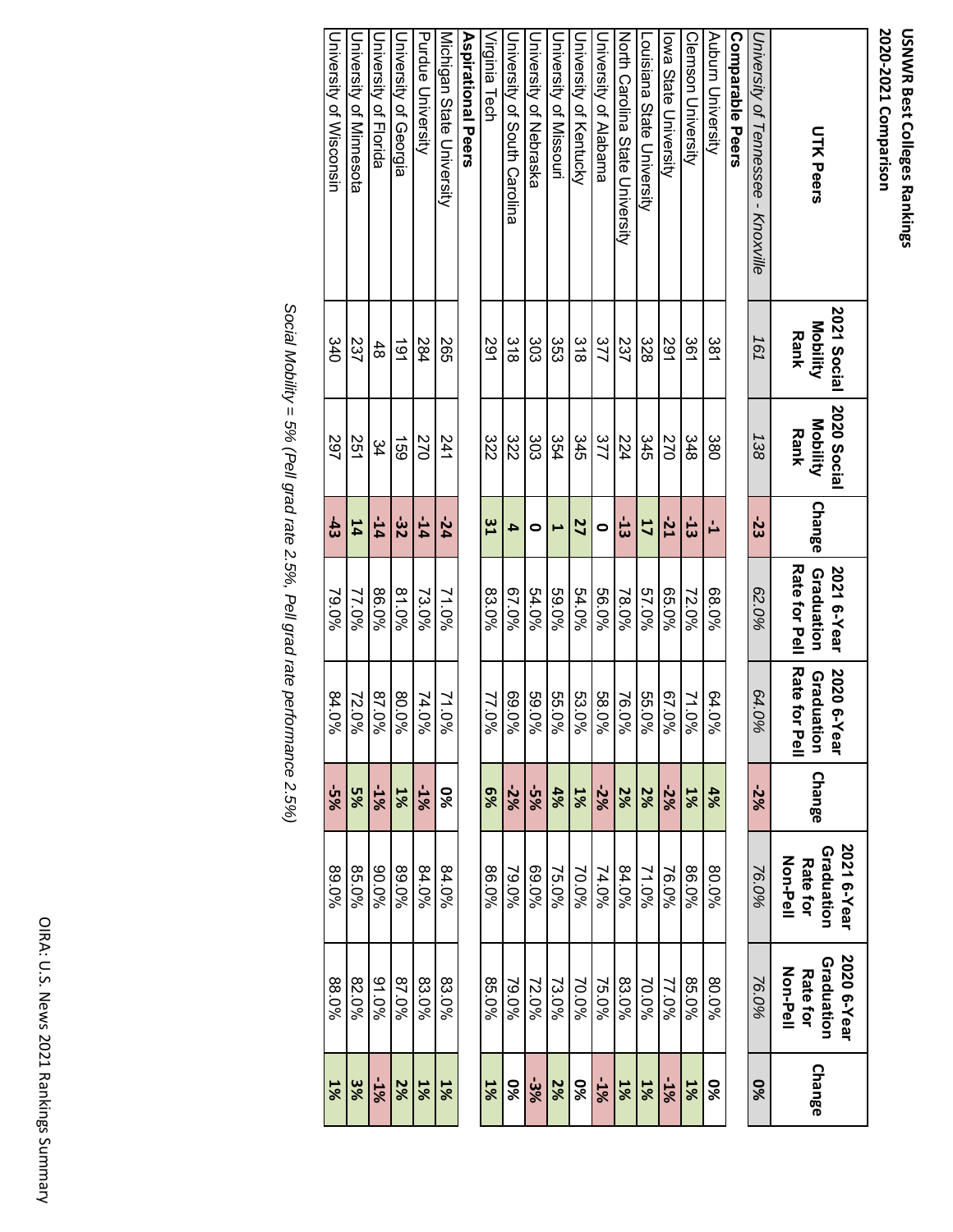**USNWR Best Colleges Rankings**
**2020-2021 Comparison**

| UTK Peers | 2021 Social Mobility Rank | 2020 Social Mobility Rank | Change | 2021 6-Year Graduation Rate for Pell | 2020 6-Year Graduation Rate for Pell | Change | 2021 6-Year Graduation Rate for Non-Pell | 2020 6-Year Graduation Rate for Non-Pell | Change |
|---|---|---|---|---|---|---|---|---|---|
| *University of Tennessee - Knoxville* | *161* | *138* | **-23** | *62.0%* | *64.0%* | **-2%** | *76.0%* | *76.0%* | **0%** |
| **Comparable Peers** | | | | | | | | | |
| Auburn University | 381 | 380 | **-1** | 68.0% | 64.0% | **4%** | 80.0% | 80.0% | **0%** |
| Clemson University | 361 | 348 | **-13** | 72.0% | 71.0% | **1%** | 86.0% | 85.0% | **1%** |
| Iowa State University | 291 | 270 | **-21** | 65.0% | 67.0% | **-2%** | 76.0% | 77.0% | **-1%** |
| Louisiana State University | 328 | 345 | **17** | 57.0% | 55.0% | **2%** | 71.0% | 70.0% | **1%** |
| North Carolina State University | 237 | 224 | **-13** | 78.0% | 76.0% | **2%** | 84.0% | 83.0% | **1%** |
| University of Alabama | 377 | 377 | **0** | 56.0% | 58.0% | **-2%** | 74.0% | 75.0% | **-1%** |
| University of Kentucky | 318 | 345 | **27** | 54.0% | 53.0% | **1%** | 70.0% | 70.0% | **0%** |
| University of Missouri | 353 | 354 | **1** | 59.0% | 55.0% | **4%** | 75.0% | 73.0% | **2%** |
| University of Nebraska | 303 | 303 | **0** | 54.0% | 59.0% | **-5%** | 69.0% | 72.0% | **-3%** |
| University of South Carolina | 318 | 322 | **4** | 67.0% | 69.0% | **-2%** | 79.0% | 79.0% | **0%** |
| Virginia Tech | 291 | 322 | **31** | 83.0% | 77.0% | **6%** | 86.0% | 85.0% | **1%** |
| **Aspirational Peers** | | | | | | | | | |
| Michigan State University | 265 | 241 | **-24** | 71.0% | 71.0% | **0%** | 84.0% | 83.0% | **1%** |
| Purdue University | 284 | 270 | **-14** | 73.0% | 74.0% | **-1%** | 84.0% | 83.0% | **1%** |
| University of Georgia | 191 | 159 | **-32** | 81.0% | 80.0% | **1%** | 89.0% | 87.0% | **2%** |
| University of Florida | 48 | 34 | **-14** | 86.0% | 87.0% | **-1%** | 90.0% | 91.0% | **-1%** |
| University of Minnesota | 237 | 251 | **14** | 77.0% | 72.0% | **5%** | 85.0% | 82.0% | **3%** |
| University of Wisconsin | 340 | 297 | **-43** | 79.0% | 84.0% | **-5%** | 89.0% | 88.0% | **1%** |

*Social Mobility = 5% (Pell grad rate 2.5%, Pell grad rate performance 2.5%)*

OIRA: U.S. News 2021 Rankings Summary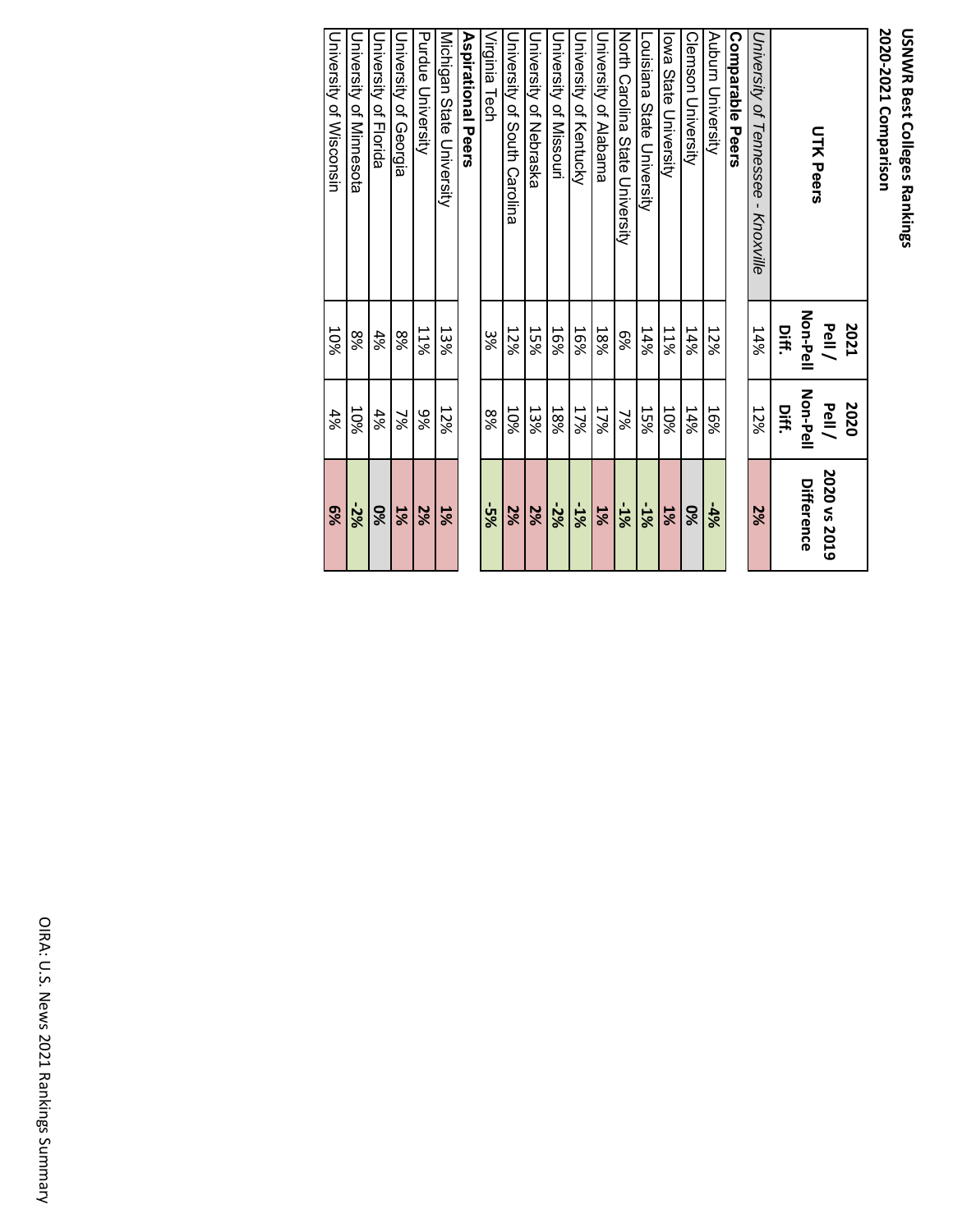**USNWR Best Colleges Rankings**
**2020-2021 Comparison**

| UTK Peers | 2021 Pell / Non-Pell Diff. | 2020 Pell / Non-Pell Diff. | 2020 vs 2019 Difference |
|---|---|---|---|
| *University of Tennessee - Knoxville* | 14% | 12% | **2%** |
| **Comparable Peers** | | | |
| Auburn University | 12% | 16% | **-4%** |
| Clemson University | 14% | 14% | **0%** |
| Iowa State University | 11% | 10% | **1%** |
| Louisiana State University | 14% | 15% | **-1%** |
| North Carolina State University | 6% | 7% | **-1%** |
| University of Alabama | 18% | 17% | **1%** |
| University of Kentucky | 16% | 17% | **-1%** |
| University of Missouri | 16% | 18% | **-2%** |
| University of Nebraska | 15% | 13% | **2%** |
| University of South Carolina | 12% | 10% | **2%** |
| Virginia Tech | 3% | 8% | **-5%** |
| **Aspirational Peers** | | | |
| Michigan State University | 13% | 12% | **1%** |
| Purdue University | 11% | 9% | **2%** |
| University of Georgia | 8% | 7% | **1%** |
| University of Florida | 4% | 4% | **0%** |
| University of Minnesota | 8% | 10% | **-2%** |
| University of Wisconsin | 10% | 4% | **6%** |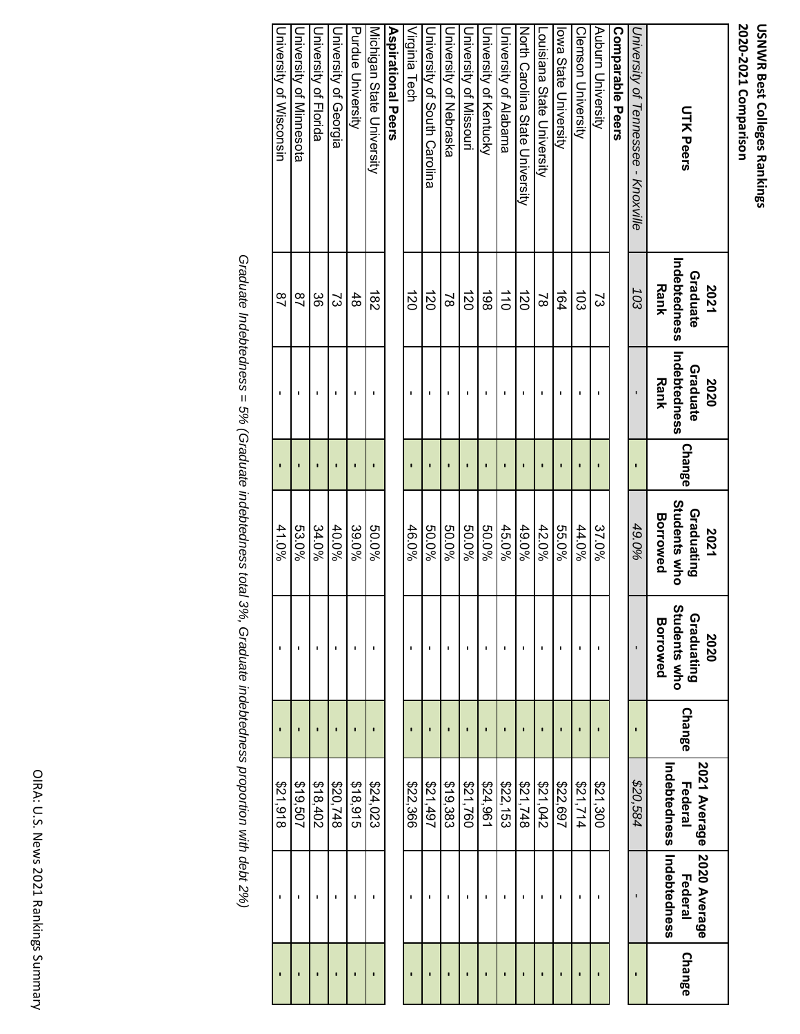**USNWR Best Colleges Rankings**
**2020-2021 Comparison**

| UTK Peers | 2021 Graduate Indebtedness Rank | 2020 Graduate Indebtedness Rank | Change | 2021 Graduating Students who Borrowed | 2020 Graduating Students who Borrowed | Change | 2021 Average Federal Indebtedness | 2020 Average Federal Indebtedness | Change |
|---|---|---|---|---|---|---|---|---|---|
| *University of Tennessee - Knoxville* | *103* | - | - | *49.0%* | - | - | *$20,584* | - | - |
| **Comparable Peers** | | | | | | | | | |
| Auburn University | 73 | - | - | 37.0% | - | - | $21,300 | - | - |
| Clemson University | 103 | - | - | 44.0% | - | - | $21,714 | - | - |
| Iowa State University | 164 | - | - | 55.0% | - | - | $22,697 | - | - |
| Louisiana State University | 78 | - | - | 42.0% | - | - | $21,042 | - | - |
| North Carolina State University | 120 | - | - | 49.0% | - | - | $21,748 | - | - |
| University of Alabama | 110 | - | - | 45.0% | - | - | $22,153 | - | - |
| University of Kentucky | 198 | - | - | 50.0% | - | - | $24,961 | - | - |
| University of Missouri | 120 | - | - | 50.0% | - | - | $21,760 | - | - |
| University of Nebraska | 78 | - | - | 50.0% | - | - | $19,383 | - | - |
| University of South Carolina | 120 | - | - | 50.0% | - | - | $21,497 | - | - |
| Virginia Tech | 120 | - | - | 46.0% | - | - | $22,366 | - | - |
| **Aspirational Peers** | | | | | | | | | |
| Michigan State University | 182 | - | - | 50.0% | - | - | $24,023 | - | - |
| Purdue University | 48 | - | - | 39.0% | - | - | $18,915 | - | - |
| University of Georgia | 73 | - | - | 40.0% | - | - | $20,748 | - | - |
| University of Florida | 36 | - | - | 34.0% | - | - | $18,402 | - | - |
| University of Minnesota | 87 | - | - | 53.0% | - | - | $19,507 | - | - |
| University of Wisconsin | 87 | - | - | 41.0% | - | - | $21,918 | - | - |

*Graduate Indebtedness = 5% (Graduate indebtedness total 3%, Graduate indebtedness proportion with debt 2%)*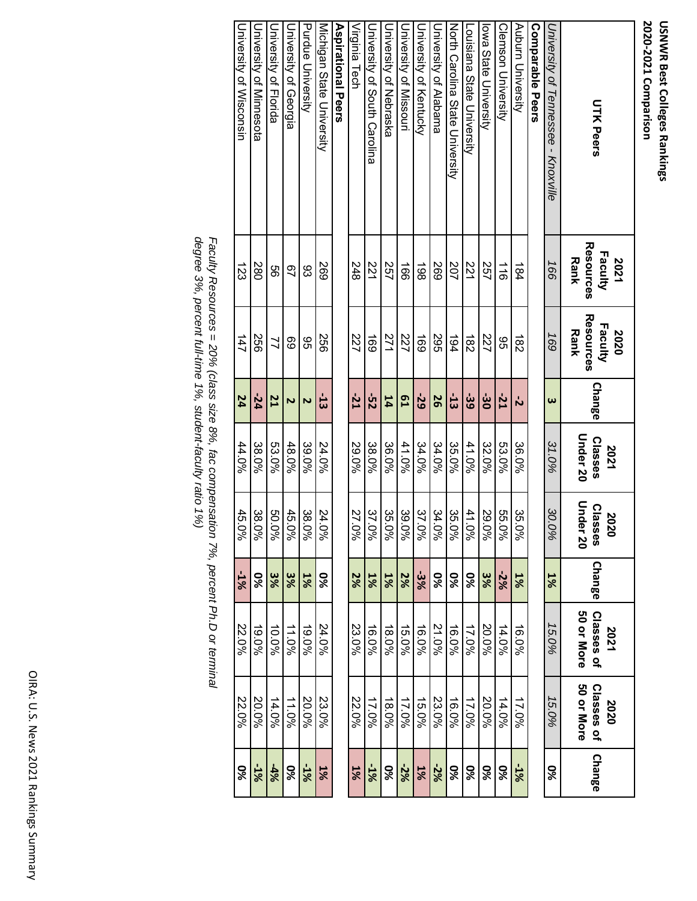**USNWR Best Colleges Rankings**
**2020-2021 Comparison**

| UTK Peers | 2021 Faculty Resources Rank | 2020 Faculty Resources Rank | Change | 2021 Classes Under 20 | 2020 Classes Under 20 | Change | 2021 Classes of 50 or More | 2020 Classes of 50 or More | Change |
|---|---|---|---|---|---|---|---|---|---|
| *University of Tennessee - Knoxville* | *166* | *169* | **3** | *31.0%* | *30.0%* | **1%** | *15.0%* | *15.0%* | **0%** |
| **Comparable Peers** | | | | | | | | | |
| Auburn University | 184 | 182 | **-2** | 36.0% | 35.0% | **1%** | 16.0% | 17.0% | **-1%** |
| Clemson University | 116 | 95 | **-21** | 53.0% | 55.0% | **-2%** | 14.0% | 14.0% | **0%** |
| Iowa State University | 257 | 227 | **-30** | 32.0% | 29.0% | **3%** | 20.0% | 20.0% | **0%** |
| Louisiana State University | 221 | 182 | **-39** | 41.0% | 41.0% | **0%** | 17.0% | 17.0% | **0%** |
| North Carolina State University | 207 | 194 | **-13** | 35.0% | 35.0% | **0%** | 16.0% | 16.0% | **0%** |
| University of Alabama | 269 | 295 | **26** | 34.0% | 34.0% | **0%** | 21.0% | 23.0% | **-2%** |
| University of Kentucky | 198 | 169 | **-29** | 34.0% | 37.0% | **-3%** | 16.0% | 15.0% | **1%** |
| University of Missouri | 166 | 227 | **61** | 41.0% | 39.0% | **2%** | 15.0% | 17.0% | **-2%** |
| University of Nebraska | 257 | 271 | **14** | 36.0% | 35.0% | **1%** | 18.0% | 18.0% | **0%** |
| University of South Carolina | 221 | 169 | **-52** | 38.0% | 37.0% | **1%** | 16.0% | 17.0% | **-1%** |
| Virginia Tech | 248 | 227 | **-21** | 29.0% | 27.0% | **2%** | 23.0% | 22.0% | **1%** |
| **Aspirational Peers** | | | | | | | | | |
| Michigan State University | 269 | 256 | **-13** | 24.0% | 24.0% | **0%** | 24.0% | 23.0% | **1%** |
| Purdue University | 93 | 95 | **2** | 39.0% | 38.0% | **1%** | 19.0% | 20.0% | **-1%** |
| University of Georgia | 67 | 69 | **2** | 48.0% | 45.0% | **3%** | 11.0% | 11.0% | **0%** |
| University of Florida | 56 | 77 | **21** | 53.0% | 50.0% | **3%** | 10.0% | 14.0% | **-4%** |
| University of Minnesota | 280 | 256 | **-24** | 38.0% | 38.0% | **0%** | 19.0% | 20.0% | **-1%** |
| University of Wisconsin | 123 | 147 | **24** | 44.0% | 45.0% | **-1%** | 22.0% | 22.0% | **0%** |

*Faculty Resources = 20% (class size 8%, fac compensation 7%, percent Ph.D or terminal degree 3%, percent full-time 1%, student-faculty ratio 1%)*

OIRA: U.S. News 2021 Rankings Summary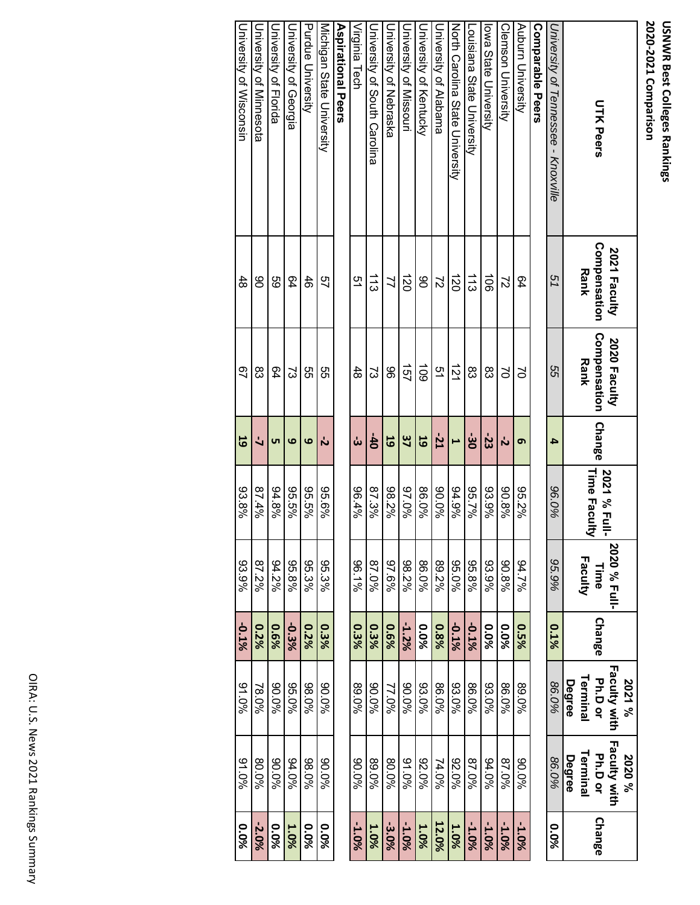**USNWR Best Colleges Rankings**
**2020-2021 Comparison**

| UTK Peers | 2021 Faculty Compensation Rank | 2020 Faculty Compensation Rank | Change | 2021 % Full-Time Faculty | 2020 % Full-Time Faculty | Change | 2021 % Faculty with Ph.D or Terminal Degree | 2020 % Faculty with Ph.D or Terminal Degree | Change |
|---|---|---|---|---|---|---|---|---|---|
| *University of Tennessee - Knoxville* | *51* | *55* | **4** | *96.0%* | *95.9%* | **0.1%** | *86.0%* | *86.0%* | **0.0%** |
| **Comparable Peers** | | | | | | | | | |
| Auburn University | 64 | 70 | **6** | 95.2% | 94.7% | **0.5%** | 89.0% | 90.0% | **-1.0%** |
| Clemson University | 72 | 70 | **-2** | 90.8% | 90.8% | **0.0%** | 86.0% | 87.0% | **-1.0%** |
| Iowa State University | 106 | 83 | **-23** | 93.9% | 93.9% | **0.0%** | 93.0% | 94.0% | **-1.0%** |
| Louisiana State University | 113 | 83 | **-30** | 95.7% | 95.8% | **-0.1%** | 86.0% | 87.0% | **-1.0%** |
| North Carolina State University | 120 | 121 | **1** | 94.9% | 95.0% | **-0.1%** | 93.0% | 92.0% | **1.0%** |
| University of Alabama | 72 | 51 | **-21** | 90.0% | 89.2% | **0.8%** | 86.0% | 74.0% | **12.0%** |
| University of Kentucky | 90 | 109 | **19** | 86.0% | 86.0% | **0.0%** | 93.0% | 92.0% | **1.0%** |
| University of Missouri | 120 | 157 | **37** | 97.0% | 98.2% | **-1.2%** | 90.0% | 91.0% | **-1.0%** |
| University of Nebraska | 77 | 96 | **19** | 98.2% | 97.6% | **0.6%** | 77.0% | 80.0% | **-3.0%** |
| University of South Carolina | 113 | 73 | **-40** | 87.3% | 87.0% | **0.3%** | 90.0% | 89.0% | **1.0%** |
| Virginia Tech | 51 | 48 | **-3** | 96.4% | 96.1% | **0.3%** | 89.0% | 90.0% | **-1.0%** |
| **Aspirational Peers** | | | | | | | | | |
| Michigan State University | 57 | 55 | **-2** | 95.6% | 95.3% | **0.3%** | 90.0% | 90.0% | **0.0%** |
| Purdue University | 46 | 55 | **9** | 95.5% | 95.3% | **0.2%** | 98.0% | 98.0% | **0.0%** |
| University of Georgia | 64 | 73 | **9** | 95.5% | 95.8% | **-0.3%** | 95.0% | 94.0% | **1.0%** |
| University of Florida | 59 | 64 | **5** | 94.8% | 94.2% | **0.6%** | 90.0% | 90.0% | **0.0%** |
| University of Minnesota | 90 | 83 | **-7** | 87.4% | 87.2% | **0.2%** | 78.0% | 80.0% | **-2.0%** |
| University of Wisconsin | 48 | 67 | **19** | 93.8% | 93.9% | **-0.1%** | 91.0% | 91.0% | **0.0%** |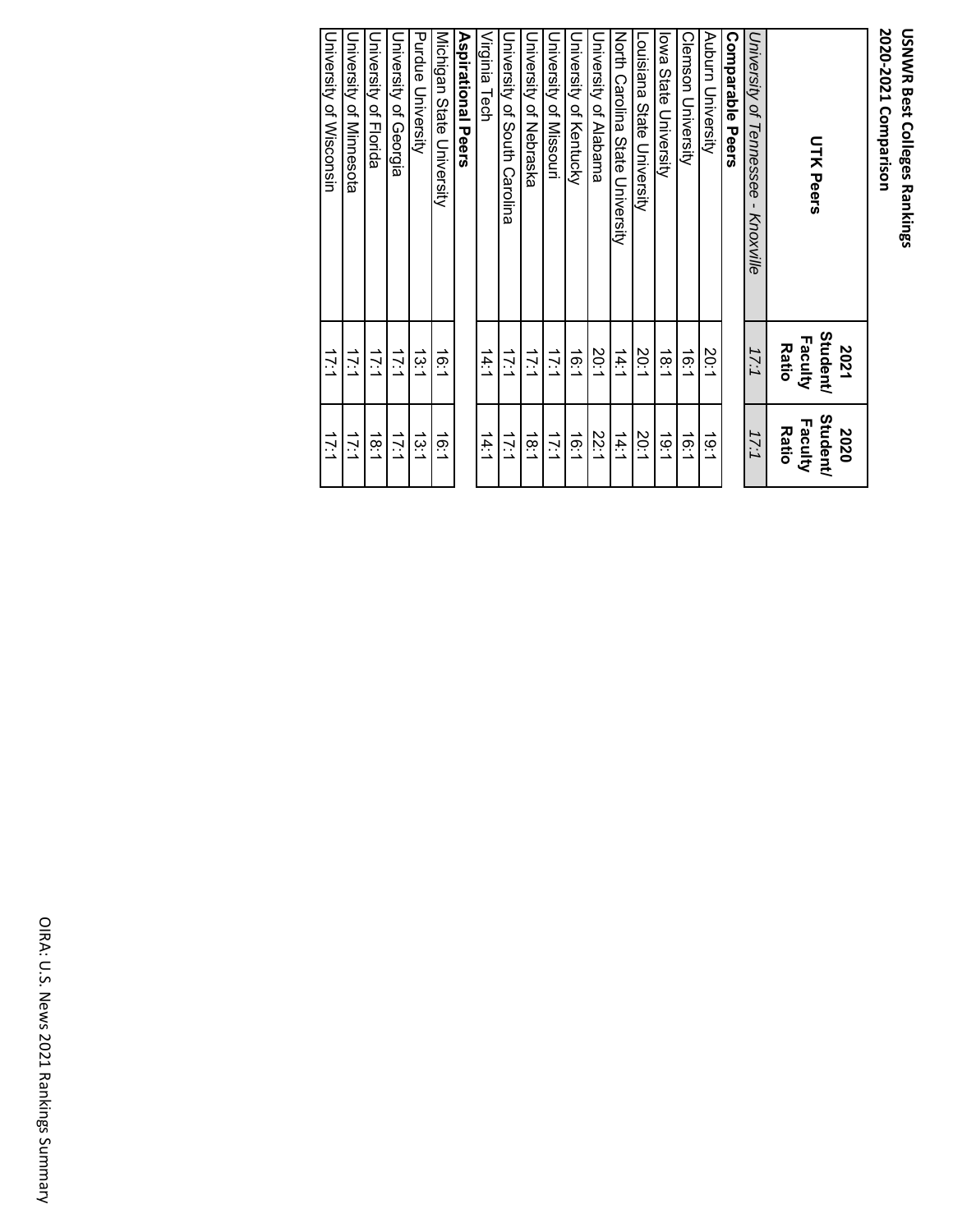**USNWR Best Colleges Rankings**
**2020-2021 Comparison**

| UTK Peers | 2021 Student/ Faculty Ratio | 2020 Student/ Faculty Ratio |
|---|---|---|
| *University of Tennessee - Knoxville* | *17:1* | *17:1* |
| **Comparable Peers** | | |
| Auburn University | 20:1 | 19:1 |
| Clemson University | 16:1 | 16:1 |
| Iowa State University | 18:1 | 19:1 |
| Louisiana State University | 20:1 | 20:1 |
| North Carolina State University | 14:1 | 14:1 |
| University of Alabama | 20:1 | 22:1 |
| University of Kentucky | 16:1 | 16:1 |
| University of Missouri | 17:1 | 17:1 |
| University of Nebraska | 17:1 | 18:1 |
| University of South Carolina | 17:1 | 17:1 |
| Virginia Tech | 14:1 | 14:1 |
| **Aspirational Peers** | | |
| Michigan State University | 16:1 | 16:1 |
| Purdue University | 13:1 | 13:1 |
| University of Georgia | 17:1 | 17:1 |
| University of Florida | 17:1 | 18:1 |
| University of Minnesota | 17:1 | 17:1 |
| University of Wisconsin | 17:1 | 17:1 |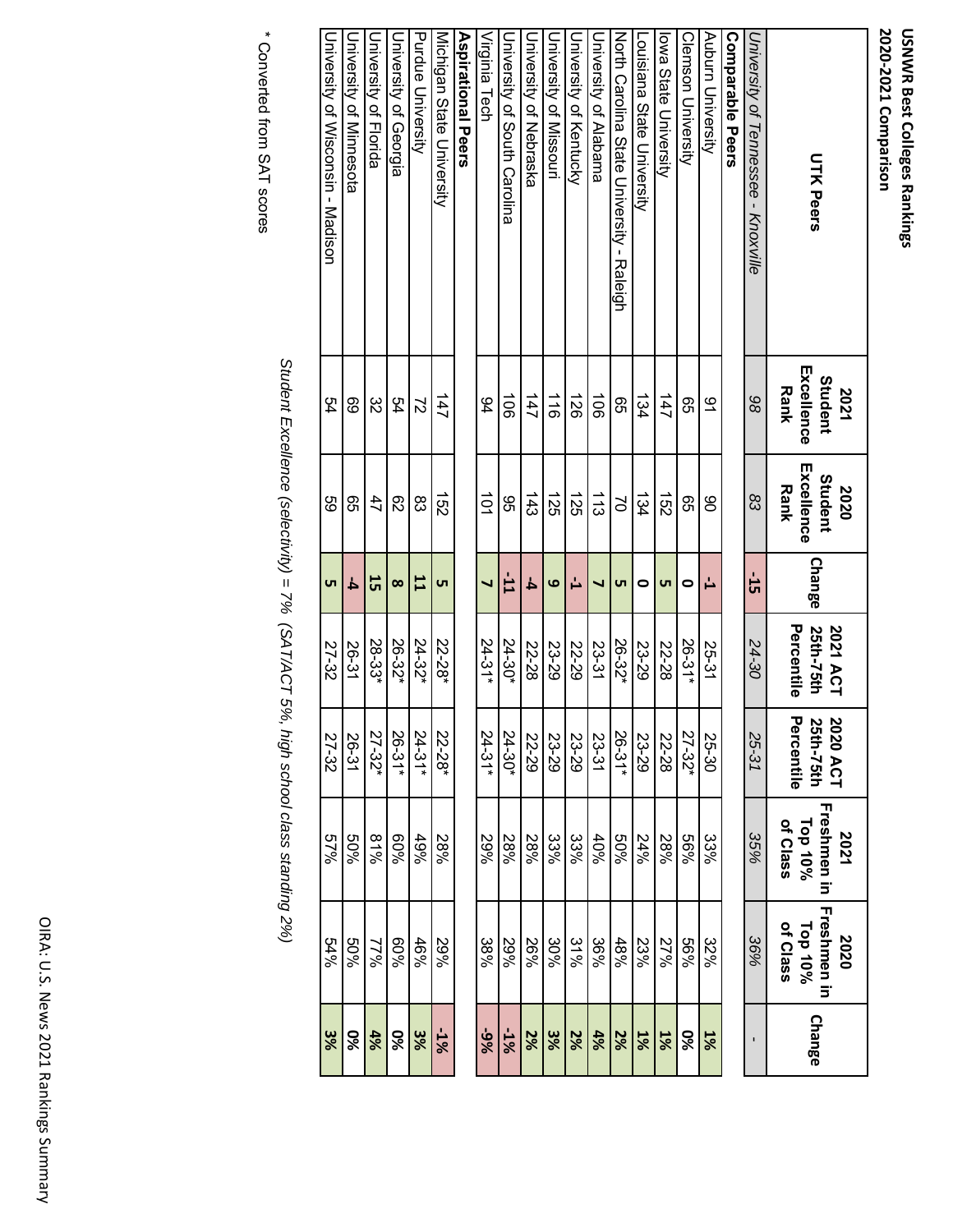**USNWR Best Colleges Rankings**
**2020-2021 Comparison**

| UTK Peers | 2021 Student Excellence Rank | 2020 Student Excellence Rank | Change | 2021 ACT 25th-75th Percentile | 2020 ACT 25th-75th Percentile | 2021 Freshmen in Top 10% of Class | 2020 Freshmen in Top 10% of Class | Change |
|---|---|---|---|---|---|---|---|---|
| *University of Tennessee - Knoxville* | *98* | *83* | **-15** | *24-30* | *25-31* | *35%* | *36%* | - |
| **Comparable Peers** | | | | | | | | |
| Auburn University | 91 | 90 | **-1** | 25-31 | 25-30 | 33% | 32% | **1%** |
| Clemson University | 65 | 65 | **0** | 26-31* | 27-32* | 56% | 56% | **0%** |
| Iowa State University | 147 | 152 | **5** | 22-28 | 22-28 | 28% | 27% | **1%** |
| Louisiana State University | 134 | 134 | **0** | 23-29 | 23-29 | 24% | 23% | **1%** |
| North Carolina State University - Raleigh | 65 | 70 | **5** | 26-32* | 26-31* | 50% | 48% | **2%** |
| University of Alabama | 106 | 113 | **7** | 23-31 | 23-31 | 40% | 36% | **4%** |
| University of Kentucky | 126 | 125 | **-1** | 22-29 | 23-29 | 33% | 31% | **2%** |
| University of Missouri | 116 | 125 | **9** | 23-29 | 23-29 | 33% | 30% | **3%** |
| University of Nebraska | 147 | 143 | **-4** | 22-28 | 22-29 | 28% | 26% | **2%** |
| University of South Carolina | 106 | 95 | **-11** | 24-30* | 24-30* | 28% | 29% | **-1%** |
| Virginia Tech | 94 | 101 | **7** | 24-31* | 24-31* | 29% | 38% | **-9%** |
| **Aspirational Peers** | | | | | | | | |
| Michigan State University | 147 | 152 | **5** | 22-28* | 22-28* | 28% | 29% | **-1%** |
| Purdue University | 72 | 83 | **11** | 24-32* | 24-31* | 49% | 46% | **3%** |
| University of Georgia | 54 | 62 | **8** | 26-32* | 26-31* | 60% | 60% | **0%** |
| University of Florida | 32 | 47 | **15** | 28-33* | 27-32* | 81% | 77% | **4%** |
| University of Minnesota | 69 | 65 | **-4** | 26-31 | 26-31 | 50% | 50% | **0%** |
| University of Wisconsin - Madison | 54 | 59 | **5** | 27-32 | 27-32 | 57% | 54% | **3%** |

*Student Excellence (selectivity) = 7% (SAT/ACT 5%, high school class standing 2%)*

\* Converted from SAT scores

OIRA: U.S. News 2021 Rankings Summary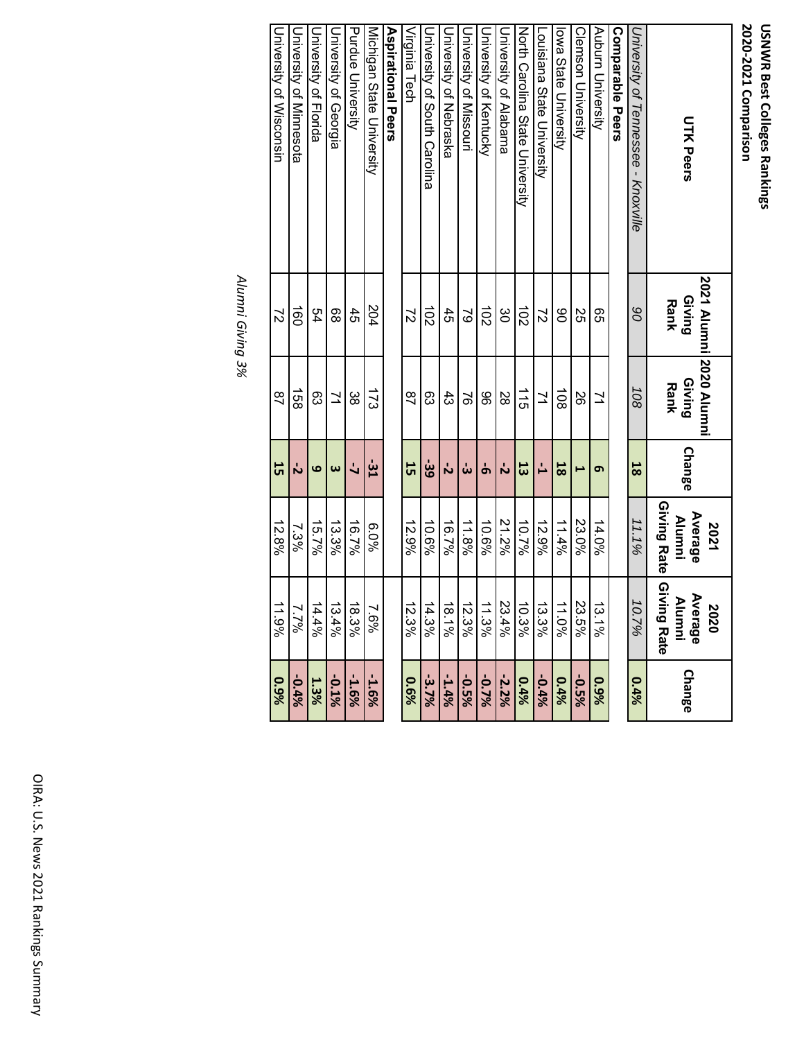**USNWR Best Colleges Rankings**
**2020-2021 Comparison**

| UTK Peers | 2021 Alumni Giving Rank | 2020 Alumni Giving Rank | Change | 2021 Average Alumni Giving Rate | 2020 Average Alumni Giving Rate | Change |
|---|---|---|---|---|---|---|
| *University of Tennessee - Knoxville* | *90* | *108* | **18** | *11.1%* | *10.7%* | **0.4%** |
| **Comparable Peers** | | | | | | |
| Auburn University | 65 | 71 | **6** | 14.0% | 13.1% | **0.9%** |
| Clemson University | 25 | 26 | **1** | 23.0% | 23.5% | **-0.5%** |
| Iowa State University | 90 | 108 | **18** | 11.4% | 11.0% | **0.4%** |
| Louisiana State University | 72 | 71 | **-1** | 12.9% | 13.3% | **-0.4%** |
| North Carolina State University | 102 | 115 | **13** | 10.7% | 10.3% | **0.4%** |
| University of Alabama | 30 | 28 | **-2** | 21.2% | 23.4% | **-2.2%** |
| University of Kentucky | 102 | 96 | **-6** | 10.6% | 11.3% | **-0.7%** |
| University of Missouri | 79 | 76 | **-3** | 11.8% | 12.3% | **-0.5%** |
| University of Nebraska | 45 | 43 | **-2** | 16.7% | 18.1% | **-1.4%** |
| University of South Carolina | 102 | 63 | **-39** | 10.6% | 14.3% | **-3.7%** |
| Virginia Tech | 72 | 87 | **15** | 12.9% | 12.3% | **0.6%** |
| **Aspirational Peers** | | | | | | |
| Michigan State University | 204 | 173 | **-31** | 6.0% | 7.6% | **-1.6%** |
| Purdue University | 45 | 38 | **-7** | 16.7% | 18.3% | **-1.6%** |
| University of Georgia | 68 | 71 | **3** | 13.3% | 13.4% | **-0.1%** |
| University of Florida | 54 | 63 | **9** | 15.7% | 14.4% | **1.3%** |
| University of Minnesota | 160 | 158 | **-2** | 7.3% | 7.7% | **-0.4%** |
| University of Wisconsin | 72 | 87 | **15** | 12.8% | 11.9% | **0.9%** |

*Alumni Giving 3%*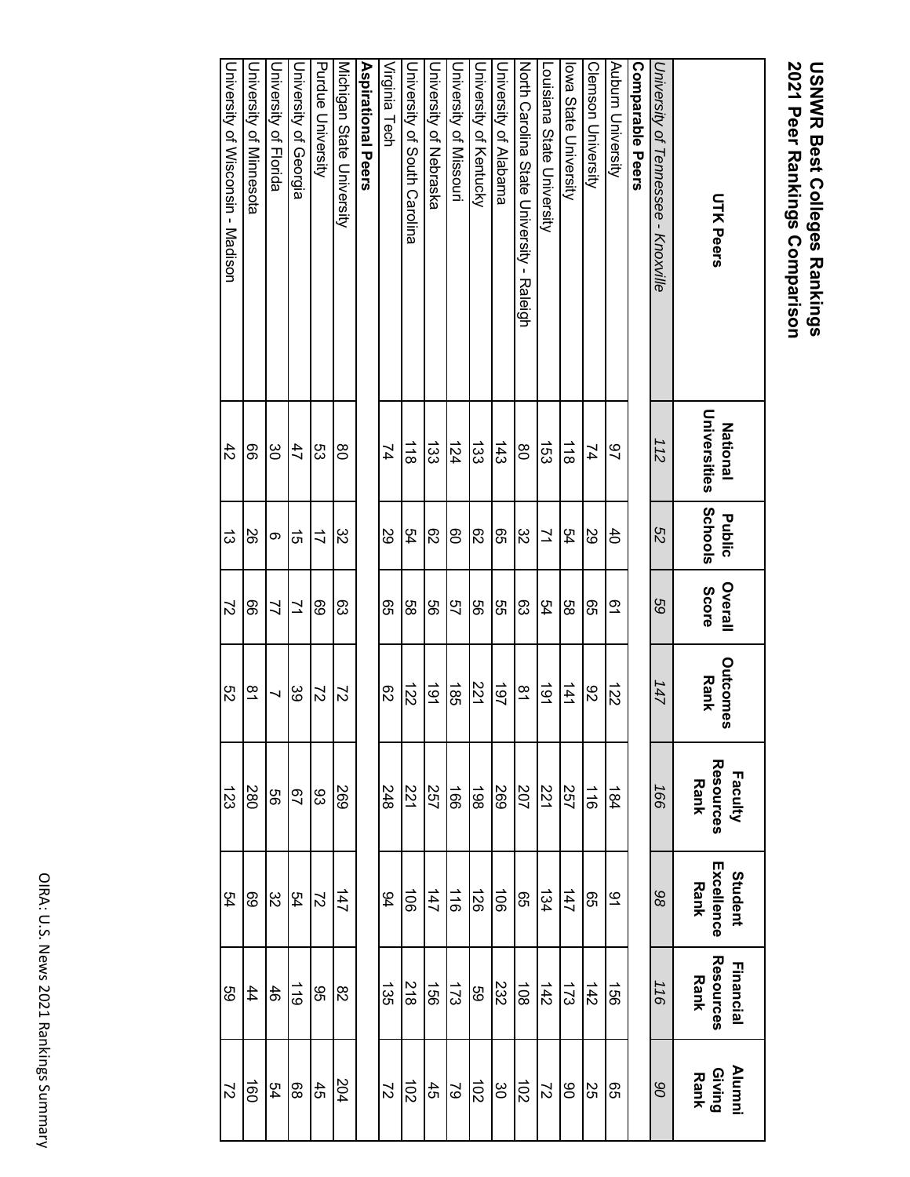# USNWR Best Colleges Rankings
# 2021 Peer Rankings Comparison

| UTK Peers | National Universities | Public Schools | Overall Score | Outcomes Rank | Faculty Resources Rank | Student Excellence Rank | Financial Resources Rank | Alumni Giving Rank |
|---|---|---|---|---|---|---|---|---|
| *University of Tennessee - Knoxville* | *112* | *52* | *59* | *147* | *166* | *98* | *116* | *90* |
| **Comparable Peers** | | | | | | | | |
| Auburn University | 97 | 40 | 61 | 122 | 184 | 91 | 156 | 65 |
| Clemson University | 74 | 29 | 65 | 92 | 116 | 65 | 142 | 25 |
| Iowa State University | 118 | 54 | 58 | 141 | 257 | 147 | 173 | 90 |
| Louisiana State University | 153 | 71 | 54 | 191 | 221 | 134 | 142 | 72 |
| North Carolina State University - Raleigh | 80 | 32 | 63 | 81 | 207 | 65 | 108 | 102 |
| University of Alabama | 143 | 65 | 55 | 197 | 269 | 106 | 232 | 30 |
| University of Kentucky | 133 | 62 | 56 | 221 | 198 | 126 | 59 | 102 |
| University of Missouri | 124 | 60 | 57 | 185 | 166 | 116 | 173 | 79 |
| University of Nebraska | 133 | 62 | 56 | 191 | 257 | 147 | 156 | 45 |
| University of South Carolina | 118 | 54 | 58 | 122 | 221 | 106 | 218 | 102 |
| Virginia Tech | 74 | 29 | 65 | 62 | 248 | 94 | 135 | 72 |
| **Aspirational Peers** | | | | | | | | |
| Michigan State University | 80 | 32 | 63 | 72 | 269 | 147 | 82 | 204 |
| Purdue University | 53 | 17 | 69 | 72 | 93 | 72 | 95 | 45 |
| University of Georgia | 47 | 15 | 71 | 39 | 67 | 54 | 119 | 68 |
| University of Florida | 30 | 6 | 77 | 7 | 56 | 32 | 46 | 54 |
| University of Minnesota | 66 | 26 | 66 | 81 | 280 | 69 | 44 | 160 |
| University of Wisconsin - Madison | 42 | 13 | 72 | 52 | 123 | 54 | 59 | 72 |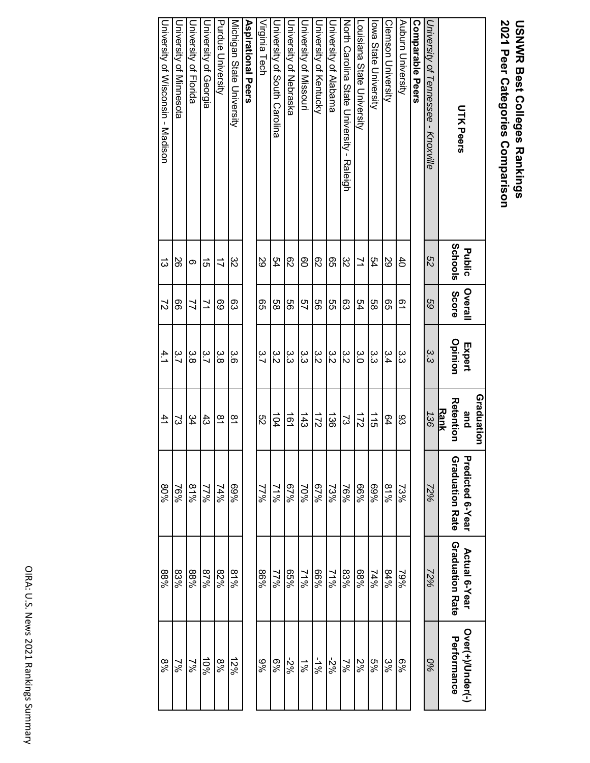# USNWR Best Colleges Rankings
## 2021 Peer Categories Comparison

| UTK Peers | Public Schools | Overall Score | Expert Opinion | Graduation and Retention Rank | Predicted 6-Year Graduation Rate | Actual 6-Year Graduation Rate | Over(+)/Under(-) Performance |
|---|---|---|---|---|---|---|---|
| *University of Tennessee - Knoxville* | *52* | *59* | *3.3* | *136* | *72%* | *72%* | *0%* |
| **Comparable Peers** | | | | | | | |
| Auburn University | 40 | 61 | 3.3 | 93 | 73% | 79% | 6% |
| Clemson University | 29 | 65 | 3.4 | 64 | 81% | 84% | 3% |
| Iowa State University | 54 | 58 | 3.3 | 115 | 69% | 74% | 5% |
| Louisiana State University | 71 | 54 | 3.0 | 172 | 66% | 68% | 2% |
| North Carolina State University - Raleigh | 32 | 63 | 3.2 | 73 | 76% | 83% | 7% |
| University of Alabama | 65 | 55 | 3.2 | 136 | 73% | 71% | -2% |
| University of Kentucky | 62 | 56 | 3.2 | 172 | 67% | 66% | -1% |
| University of Missouri | 60 | 57 | 3.3 | 143 | 70% | 71% | 1% |
| University of Nebraska | 62 | 56 | 3.3 | 161 | 67% | 65% | -2% |
| University of South Carolina | 54 | 58 | 3.2 | 104 | 71% | 77% | 6% |
| Virginia Tech | 29 | 65 | 3.7 | 52 | 77% | 86% | 9% |
| **Aspirational Peers** | | | | | | | |
| Michigan State University | 32 | 63 | 3.6 | 81 | 69% | 81% | 12% |
| Purdue University | 17 | 69 | 3.8 | 81 | 74% | 82% | 8% |
| University of Georgia | 15 | 71 | 3.7 | 43 | 77% | 87% | 10% |
| University of Florida | 6 | 77 | 3.8 | 34 | 81% | 88% | 7% |
| University of Minnesota | 26 | 66 | 3.7 | 73 | 76% | 83% | 7% |
| University of Wisconsin - Madison | 13 | 72 | 4.1 | 41 | 80% | 88% | 8% |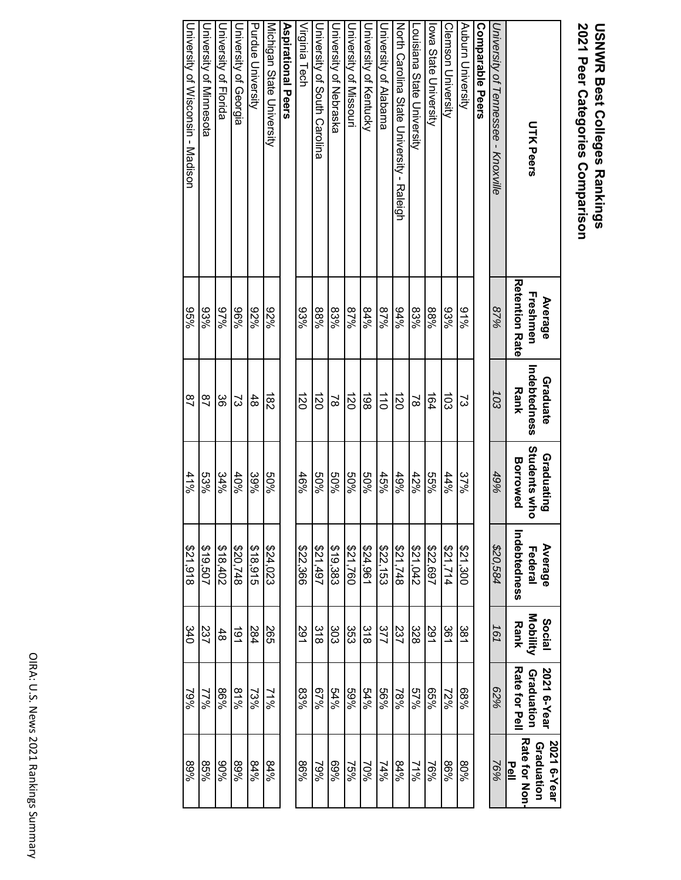# USNWR Best Colleges Rankings
## 2021 Peer Categories Comparison

| UTK Peers | Average Freshmen Retention Rate | Graduate Indebtedness Rank | Graduating Students who Borrowed | Average Federal Indebtedness | Social Mobility Rank | 2021 6-Year Graduation Rate for Pell | 2021 6-Year Graduation Rate for Non-Pell |
|---|---|---|---|---|---|---|---|
| *University of Tennessee - Knoxville* | *87%* | *103* | *49%* | *$20,584* | *161* | *62%* | *76%* |
| **Comparable Peers** | | | | | | | |
| Auburn University | 91% | 73 | 37% | $21,300 | 381 | 68% | 80% |
| Clemson University | 93% | 103 | 44% | $21,714 | 361 | 72% | 86% |
| Iowa State University | 88% | 164 | 55% | $22,697 | 291 | 65% | 76% |
| Louisiana State University | 83% | 78 | 42% | $21,042 | 328 | 57% | 71% |
| North Carolina State University - Raleigh | 94% | 120 | 49% | $21,748 | 237 | 78% | 84% |
| University of Alabama | 87% | 110 | 45% | $22,153 | 377 | 56% | 74% |
| University of Kentucky | 84% | 198 | 50% | $24,961 | 318 | 54% | 70% |
| University of Missouri | 87% | 120 | 50% | $21,760 | 353 | 59% | 75% |
| University of Nebraska | 83% | 78 | 50% | $19,383 | 303 | 54% | 69% |
| University of South Carolina | 88% | 120 | 50% | $21,497 | 318 | 67% | 79% |
| Virginia Tech | 93% | 120 | 46% | $22,366 | 291 | 83% | 86% |
| **Aspirational Peers** | | | | | | | |
| Michigan State University | 92% | 182 | 50% | $24,023 | 265 | 71% | 84% |
| Purdue University | 92% | 48 | 39% | $18,915 | 284 | 73% | 84% |
| University of Georgia | 96% | 73 | 40% | $20,748 | 191 | 81% | 89% |
| University of Florida | 97% | 36 | 34% | $18,402 | 48 | 86% | 90% |
| University of Minnesota | 93% | 87 | 53% | $19,507 | 237 | 77% | 85% |
| University of Wisconsin - Madison | 95% | 87 | 41% | $21,918 | 340 | 79% | 89% |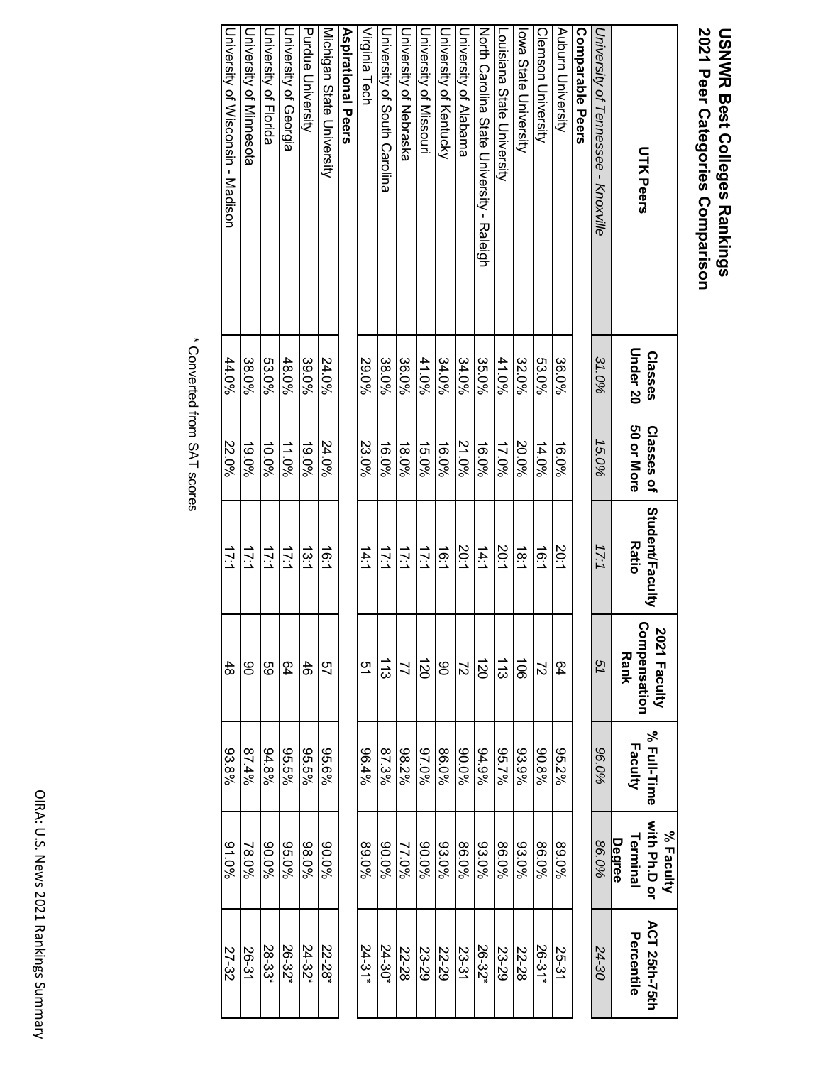# USNWR Best Colleges Rankings
## 2021 Peer Categories Comparison

| UTK Peers | Classes Under 20 | Classes of 50 or More | Student/Faculty Ratio | 2021 Faculty Compensation Rank | % Full-Time Faculty | % Faculty with Ph.D or Terminal Degree | ACT 25th-75th Percentile |
|---|---|---|---|---|---|---|---|
| *University of Tennessee - Knoxville* | *31.0%* | *15.0%* | *17:1* | *51* | *96.0%* | *86.0%* | *24-30* |
| **Comparable Peers** | | | | | | | |
| Auburn University | 36.0% | 16.0% | 20:1 | 64 | 95.2% | 89.0% | 25-31 |
| Clemson University | 53.0% | 14.0% | 16:1 | 72 | 90.8% | 86.0% | 26-31* |
| Iowa State University | 32.0% | 20.0% | 18:1 | 106 | 93.9% | 93.0% | 22-28 |
| Louisiana State University | 41.0% | 17.0% | 20:1 | 113 | 95.7% | 86.0% | 23-29 |
| North Carolina State University - Raleigh | 35.0% | 16.0% | 14:1 | 120 | 94.9% | 93.0% | 26-32* |
| University of Alabama | 34.0% | 21.0% | 20:1 | 72 | 90.0% | 86.0% | 23-31 |
| University of Kentucky | 34.0% | 16.0% | 16:1 | 90 | 86.0% | 93.0% | 22-29 |
| University of Missouri | 41.0% | 15.0% | 17:1 | 120 | 97.0% | 90.0% | 23-29 |
| University of Nebraska | 36.0% | 18.0% | 17:1 | 77 | 98.2% | 77.0% | 22-28 |
| University of South Carolina | 38.0% | 16.0% | 17:1 | 113 | 87.3% | 90.0% | 24-30* |
| Virginia Tech | 29.0% | 23.0% | 14:1 | 51 | 96.4% | 89.0% | 24-31* |
| **Aspirational Peers** | | | | | | | |
| Michigan State University | 24.0% | 24.0% | 16:1 | 57 | 95.6% | 90.0% | 22-28* |
| Purdue University | 39.0% | 19.0% | 13:1 | 46 | 95.5% | 98.0% | 24-32* |
| University of Georgia | 48.0% | 11.0% | 17:1 | 64 | 95.5% | 95.0% | 26-32* |
| University of Florida | 53.0% | 10.0% | 17:1 | 59 | 94.8% | 90.0% | 28-33* |
| University of Minnesota | 38.0% | 19.0% | 17:1 | 90 | 87.4% | 78.0% | 26-31 |
| University of Wisconsin - Madison | 44.0% | 22.0% | 17:1 | 48 | 93.8% | 91.0% | 27-32 |

\* Converted from SAT scores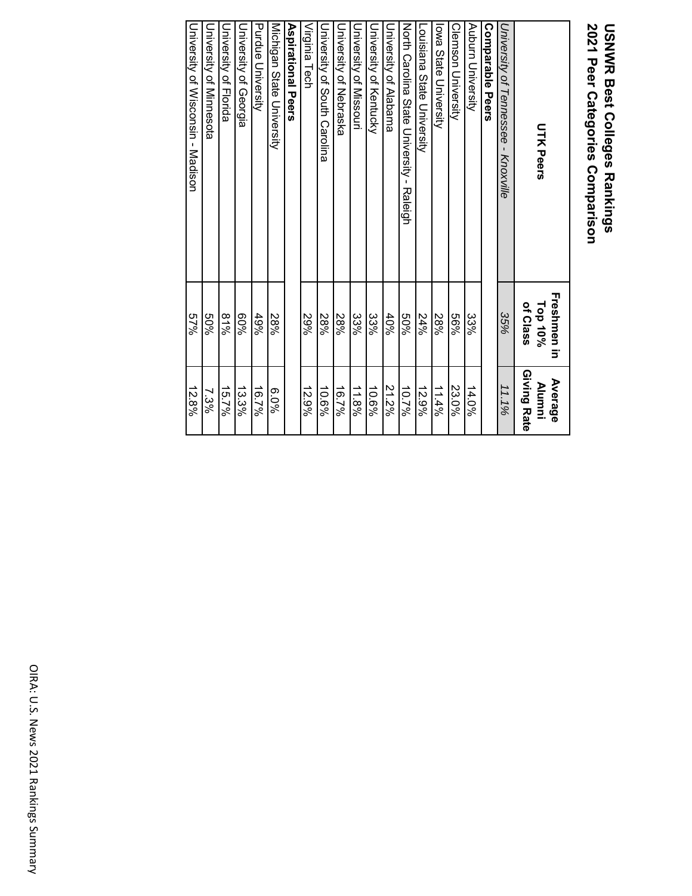# USNWR Best Colleges Rankings
## 2021 Peer Categories Comparison

| UTK Peers | Freshmen in Top 10% of Class | Average Alumni Giving Rate |
|---|---|---|
| *University of Tennessee - Knoxville* | *35%* | *11.1%* |
| **Comparable Peers** | | |
| Auburn University | 33% | 14.0% |
| Clemson University | 56% | 23.0% |
| Iowa State University | 28% | 11.4% |
| Louisiana State University | 24% | 12.9% |
| North Carolina State University - Raleigh | 50% | 10.7% |
| University of Alabama | 40% | 21.2% |
| University of Kentucky | 33% | 10.6% |
| University of Missouri | 33% | 11.8% |
| University of Nebraska | 28% | 16.7% |
| University of South Carolina | 28% | 10.6% |
| Virginia Tech | 29% | 12.9% |
| **Aspirational Peers** | | |
| Michigan State University | 28% | 6.0% |
| Purdue University | 49% | 16.7% |
| University of Georgia | 60% | 13.3% |
| University of Florida | 81% | 15.7% |
| University of Minnesota | 50% | 7.3% |
| University of Wisconsin - Madison | 57% | 12.8% |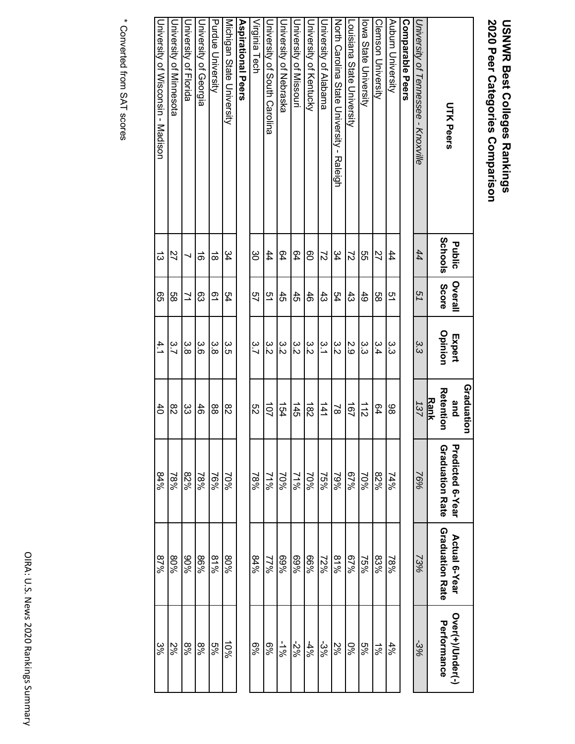# USNWR Best Colleges Rankings
## 2020 Peer Categories Comparison

| UTK Peers | Public Schools | Overall Score | Expert Opinion | Graduation and Retention Rank | Predicted 6-Year Graduation Rate | Actual 6-Year Graduation Rate | Over(+)/Under(-) Performance |
|---|---|---|---|---|---|---|---|
| *University of Tennessee - Knoxville* | *44* | *51* | *3.3* | *137* | *76%* | *73%* | *-3%* |
| **Comparable Peers** | | | | | | | |
| Auburn University | 44 | 51 | 3.3 | 98 | 74% | 78% | 4% |
| Clemson University | 27 | 58 | 3.4 | 64 | 82% | 83% | 1% |
| Iowa State University | 55 | 49 | 3.3 | 112 | 70% | 75% | 5% |
| Louisiana State University | 72 | 43 | 2.9 | 167 | 67% | 67% | 0% |
| North Carolina State University - Raleigh | 34 | 54 | 3.2 | 78 | 79% | 81% | 2% |
| University of Alabama | 72 | 43 | 3.1 | 141 | 75% | 72% | -3% |
| University of Kentucky | 60 | 46 | 3.2 | 182 | 70% | 66% | -4% |
| University of Missouri | 64 | 45 | 3.2 | 145 | 71% | 69% | -2% |
| University of Nebraska | 64 | 45 | 3.2 | 154 | 70% | 69% | -1% |
| University of South Carolina | 44 | 51 | 3.2 | 107 | 71% | 77% | 6% |
| Virginia Tech | 30 | 57 | 3.7 | 52 | 78% | 84% | 6% |
| **Aspirational Peers** | | | | | | | |
| Michigan State University | 34 | 54 | 3.5 | 82 | 70% | 80% | 10% |
| Purdue University | 18 | 61 | 3.8 | 88 | 76% | 81% | 5% |
| University of Georgia | 16 | 63 | 3.6 | 46 | 78% | 86% | 8% |
| University of Florida | 7 | 71 | 3.8 | 33 | 82% | 90% | 8% |
| University of Minnesota | 27 | 58 | 3.7 | 82 | 78% | 80% | 2% |
| University of Wisconsin - Madison | 13 | 65 | 4.1 | 40 | 84% | 87% | 3% |

* Converted from SAT scores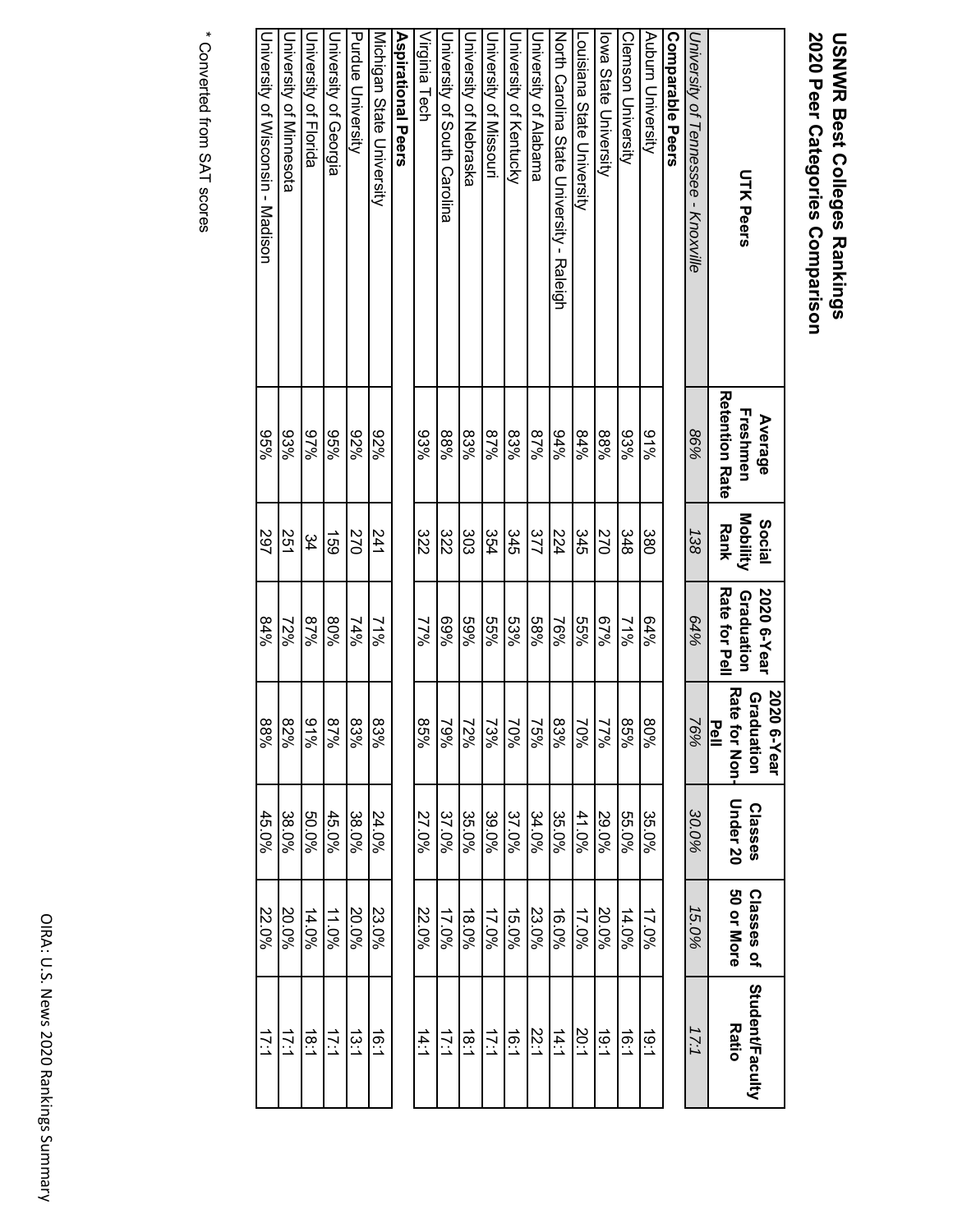# USNWR Best Colleges Rankings
## 2020 Peer Categories Comparison

| UTK Peers | Average Freshmen Retention Rate | Social Mobility Rank | 2020 6-Year Graduation Rate for Pell | 2020 6-Year Graduation Rate for Non-Pell | Classes Under 20 | Classes of 50 or More | Student/Faculty Ratio |
|---|---|---|---|---|---|---|---|
| *University of Tennessee - Knoxville* | *86%* | *138* | *64%* | *76%* | *30.0%* | *15.0%* | *17:1* |
| **Comparable Peers** | | | | | | | |
| Auburn University | 91% | 380 | 64% | 80% | 35.0% | 17.0% | 19:1 |
| Clemson University | 93% | 348 | 71% | 85% | 55.0% | 14.0% | 16:1 |
| Iowa State University | 88% | 270 | 67% | 77% | 29.0% | 20.0% | 19:1 |
| Louisiana State University | 84% | 345 | 55% | 70% | 41.0% | 17.0% | 20:1 |
| North Carolina State University - Raleigh | 94% | 224 | 76% | 83% | 35.0% | 16.0% | 14:1 |
| University of Alabama | 87% | 377 | 58% | 75% | 34.0% | 23.0% | 22:1 |
| University of Kentucky | 83% | 345 | 53% | 70% | 37.0% | 15.0% | 16:1 |
| University of Missouri | 87% | 354 | 55% | 73% | 39.0% | 17.0% | 17:1 |
| University of Nebraska | 83% | 303 | 59% | 72% | 35.0% | 18.0% | 18:1 |
| University of South Carolina | 88% | 322 | 69% | 79% | 37.0% | 17.0% | 17:1 |
| Virginia Tech | 93% | 322 | 77% | 85% | 27.0% | 22.0% | 14:1 |
| **Aspirational Peers** | | | | | | | |
| Michigan State University | 92% | 241 | 71% | 83% | 24.0% | 23.0% | 16:1 |
| Purdue University | 92% | 270 | 74% | 83% | 38.0% | 20.0% | 13:1 |
| University of Georgia | 95% | 159 | 80% | 87% | 45.0% | 11.0% | 17:1 |
| University of Florida | 97% | 34 | 87% | 91% | 50.0% | 14.0% | 18:1 |
| University of Minnesota | 93% | 251 | 72% | 82% | 38.0% | 20.0% | 17:1 |
| University of Wisconsin - Madison | 95% | 297 | 84% | 88% | 45.0% | 22.0% | 17:1 |

\* Converted from SAT scores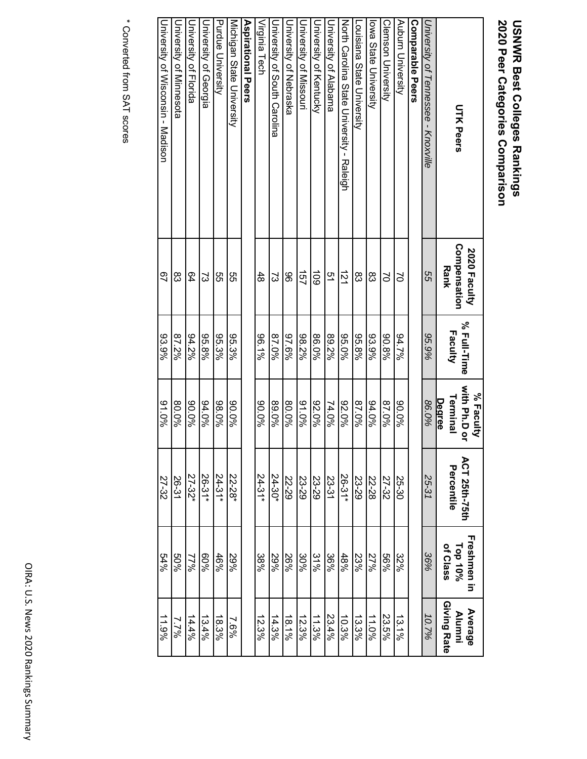# USNWR Best Colleges Rankings
## 2020 Peer Categories Comparison

| UTK Peers | 2020 Faculty Compensation Rank | % Full-Time Faculty | % Faculty with Ph.D or Terminal Degree | ACT 25th-75th Percentile | Freshmen in Top 10% of Class | Average Alumni Giving Rate |
|---|---|---|---|---|---|---|
| *University of Tennessee - Knoxville* | *55* | *95.9%* | *86.0%* | *25-31* | *36%* | *10.7%* |
| **Comparable Peers** | | | | | | |
| Auburn University | 70 | 94.7% | 90.0% | 25-30 | 32% | 13.1% |
| Clemson University | 70 | 90.8% | 87.0% | 27-32 | 56% | 23.5% |
| Iowa State University | 83 | 93.9% | 94.0% | 22-28 | 27% | 11.0% |
| Louisiana State University | 83 | 95.8% | 87.0% | 23-29 | 23% | 13.3% |
| North Carolina State University - Raleigh | 121 | 95.0% | 92.0% | 26-31* | 48% | 10.3% |
| University of Alabama | 51 | 89.2% | 74.0% | 23-31 | 36% | 23.4% |
| University of Kentucky | 109 | 86.0% | 92.0% | 23-29 | 31% | 11.3% |
| University of Missouri | 157 | 98.2% | 91.0% | 23-29 | 30% | 12.3% |
| University of Nebraska | 96 | 97.6% | 80.0% | 22-29 | 26% | 18.1% |
| University of South Carolina | 73 | 87.0% | 89.0% | 24-30* | 29% | 14.3% |
| Virginia Tech | 48 | 96.1% | 90.0% | 24-31* | 38% | 12.3% |
| **Aspirational Peers** | | | | | | |
| Michigan State University | 55 | 95.3% | 90.0% | 22-28* | 29% | 7.6% |
| Purdue University | 55 | 95.3% | 98.0% | 24-31* | 46% | 18.3% |
| University of Georgia | 73 | 95.8% | 94.0% | 26-31* | 60% | 13.4% |
| University of Florida | 64 | 94.2% | 90.0% | 27-32* | 77% | 14.4% |
| University of Minnesota | 83 | 87.2% | 80.0% | 26-31 | 50% | 7.7% |
| University of Wisconsin - Madison | 67 | 93.9% | 91.0% | 27-32 | 54% | 11.9% |

\* Converted from SAT scores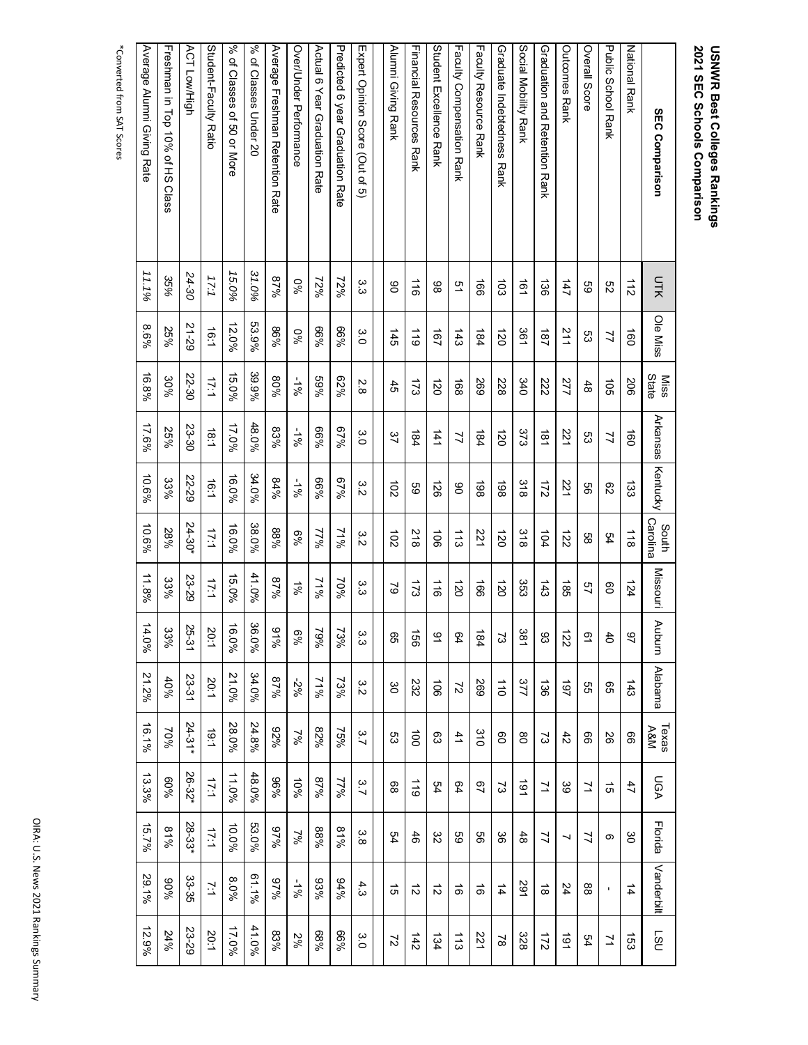# USNWR Best Colleges Rankings
## 2021 SEC Schools Comparison

| SEC Comparison | UTK | Ole Miss | Miss State | Arkansas | Kentucky | South Carolina | Missouri | Auburn | Alabama | Texas A&M | UGA | Florida | Vanderbilt | LSU |
|---|---|---|---|---|---|---|---|---|---|---|---|---|---|---|
| National Rank | 112 | 160 | 206 | 160 | 133 | 118 | 124 | 97 | 143 | 66 | 47 | 30 | 14 | 153 |
| Public School Rank | 52 | 77 | 105 | 77 | 62 | 54 | 60 | 40 | 65 | 26 | 15 | 6 | - | 71 |
| Overall Score | 59 | 53 | 48 | 53 | 56 | 58 | 57 | 61 | 55 | 66 | 71 | 77 | 88 | 54 |
| Outcomes Rank | 147 | 211 | 277 | 221 | 221 | 122 | 185 | 122 | 197 | 42 | 39 | 7 | 24 | 191 |
| Graduation and Retention Rank | 136 | 187 | 222 | 181 | 172 | 104 | 143 | 93 | 136 | 73 | 71 | 77 | 18 | 172 |
| Social Mobility Rank | 161 | 361 | 340 | 373 | 318 | 318 | 353 | 381 | 377 | 80 | 191 | 48 | 291 | 328 |
| Graduate Indebtedness Rank | 103 | 120 | 228 | 120 | 198 | 120 | 120 | 73 | 110 | 60 | 73 | 36 | 14 | 78 |
| Faculty Resource Rank | 166 | 184 | 269 | 184 | 198 | 221 | 166 | 184 | 269 | 310 | 67 | 56 | 16 | 221 |
| Faculty Compensation Rank | 51 | 143 | 168 | 77 | 90 | 113 | 120 | 64 | 72 | 41 | 64 | 59 | 16 | 113 |
| Student Excellence Rank | 98 | 167 | 120 | 141 | 126 | 106 | 116 | 91 | 106 | 63 | 54 | 32 | 12 | 134 |
| Financial Resources Rank | 116 | 119 | 173 | 184 | 59 | 218 | 173 | 156 | 232 | 100 | 119 | 46 | 12 | 142 |
| Alumni Giving Rank | 90 | 145 | 45 | 37 | 102 | 102 | 79 | 65 | 30 | 53 | 68 | 54 | 15 | 72 |
| | | | | | | | | | | | | | | |
| Expert Opinion Score (Out of 5) | 3.3 | 3.0 | 2.8 | 3.0 | 3.2 | 3.2 | 3.3 | 3.3 | 3.2 | 3.7 | 3.7 | 3.8 | 4.3 | 3.0 |
| Predicted 6 year Graduation Rate | 72% | 66% | 62% | 67% | 67% | 71% | 70% | 73% | 73% | 75% | 77% | 81% | 94% | 66% |
| Actual 6 Year Graduation Rate | 72% | 66% | 59% | 66% | 66% | 77% | 71% | 79% | 71% | 82% | 87% | 88% | 93% | 68% |
| Over/Under Performance | 0% | 0% | -1% | -1% | -1% | 6% | 1% | 6% | -2% | 7% | 10% | 7% | -1% | 2% |
| Average Freshman Retention Rate | 87% | 86% | 80% | 83% | 84% | 88% | 87% | 91% | 87% | 92% | 96% | 97% | 97% | 83% |
| % of Classes Under 20 | 31.0% | 53.9% | 39.9% | 48.0% | 34.0% | 38.0% | 41.0% | 36.0% | 34.0% | 24.8% | 48.0% | 53.0% | 61.1% | 41.0% |
| % of Classes of 50 or More | 15.0% | 12.0% | 15.0% | 17.0% | 16.0% | 16.0% | 15.0% | 16.0% | 21.0% | 28.0% | 11.0% | 10.0% | 8.0% | 17.0% |
| Student-Faculty Ratio | 17:1 | 16:1 | 17:1 | 18:1 | 16:1 | 17:1 | 17:1 | 20:1 | 20:1 | 19:1 | 17:1 | 17:1 | 7:1 | 20:1 |
| ACT Low/High | 24-30 | 21-29 | 22-30 | 23-30 | 22-29 | 24-30* | 23-29 | 25-31 | 23-31 | 24-31* | 26-32* | 28-33* | 33-35 | 23-29 |
| Freshman in Top 10% of HS Class | 35% | 25% | 30% | 25% | 33% | 28% | 33% | 33% | 40% | 70% | 60% | 81% | 90% | 24% |
| Average Alumni Giving Rate | 11.1% | 8.6% | 16.8% | 17.6% | 10.6% | 10.6% | 11.8% | 14.0% | 21.2% | 16.1% | 13.3% | 15.7% | 29.1% | 12.9% |

*Converted from SAT Scores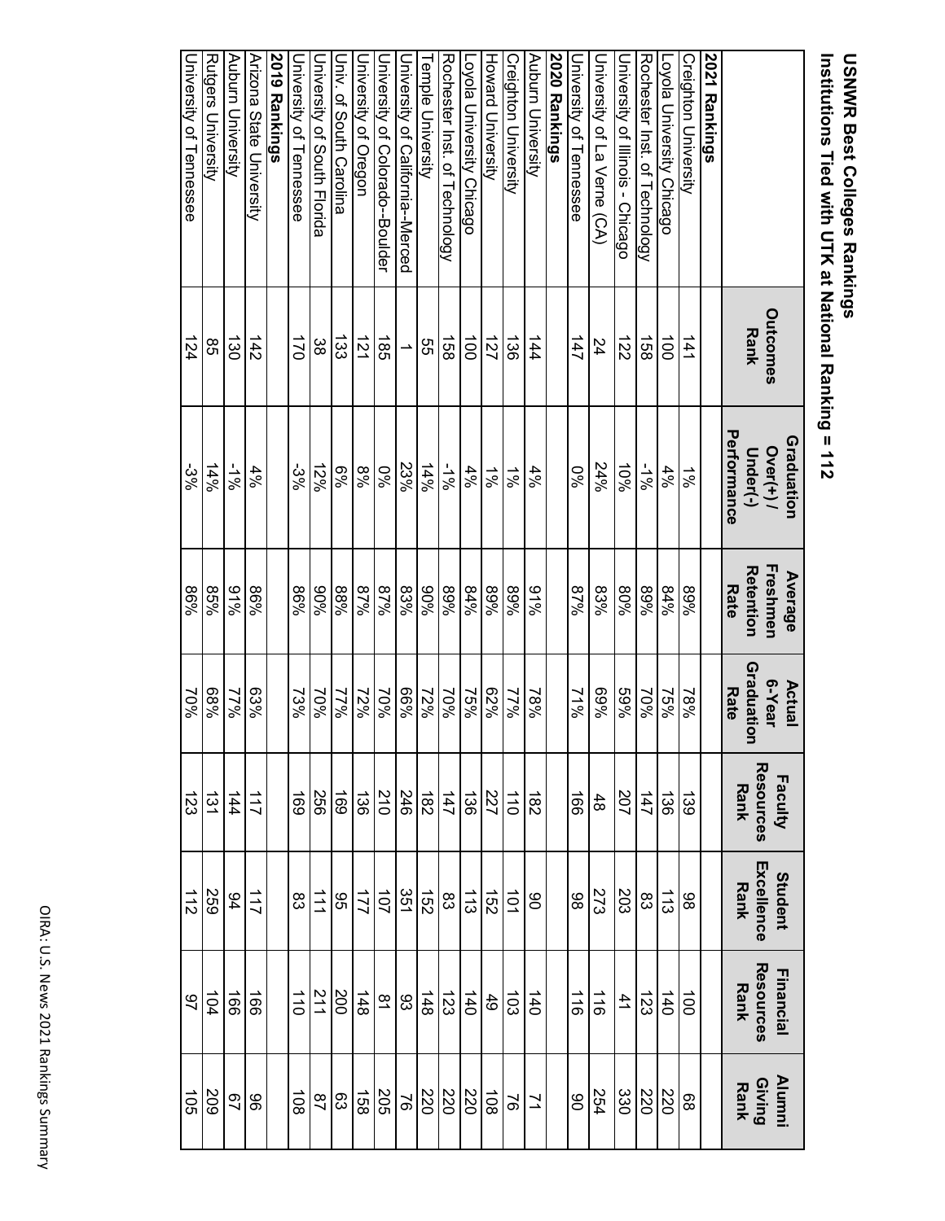# USNWR Best Colleges Rankings

## Institutions Tied with UTK at National Ranking = 112

| | Outcomes Rank | Graduation Over(+) / Under(-) Performance | Average Freshmen Retention Rate | Actual 6-Year Graduation Rate | Faculty Resources Rank | Student Excellence Rank | Financial Resources Rank | Alumni Giving Rank |
|---|---|---|---|---|---|---|---|---|
| **2021 Rankings** | | | | | | | | |
| Creighton University | 141 | 1% | 89% | 78% | 139 | 98 | 100 | 68 |
| Loyola University Chicago | 100 | 4% | 84% | 75% | 136 | 113 | 140 | 220 |
| Rochester Inst. of Technology | 158 | -1% | 89% | 70% | 147 | 83 | 123 | 220 |
| University of Illinois - Chicago | 122 | 10% | 80% | 59% | 207 | 203 | 41 | 330 |
| University of La Verne (CA) | 24 | 24% | 83% | 69% | 48 | 273 | 116 | 254 |
| University of Tennessee | 147 | 0% | 87% | 71% | 166 | 98 | 116 | 90 |
| **2020 Rankings** | | | | | | | | |
| Auburn University | 144 | 4% | 91% | 78% | 182 | 90 | 140 | 71 |
| Creighton University | 136 | 1% | 89% | 77% | 110 | 101 | 103 | 76 |
| Howard University | 127 | 1% | 89% | 62% | 227 | 152 | 49 | 108 |
| Loyola University Chicago | 100 | 4% | 84% | 75% | 136 | 113 | 140 | 220 |
| Rochester Inst. of Technology | 158 | -1% | 89% | 70% | 147 | 83 | 123 | 220 |
| Temple University | 55 | 14% | 90% | 72% | 182 | 152 | 148 | 220 |
| University of California--Merced | 1 | 23% | 83% | 66% | 246 | 351 | 93 | 76 |
| University of Colorado--Boulder | 185 | 0% | 87% | 70% | 210 | 107 | 81 | 205 |
| University of Oregon | 121 | 8% | 87% | 72% | 136 | 177 | 148 | 158 |
| Univ. of South Carolina | 133 | 6% | 88% | 77% | 169 | 95 | 200 | 63 |
| University of South Florida | 38 | 12% | 90% | 70% | 256 | 111 | 211 | 87 |
| University of Tennessee | 170 | -3% | 86% | 73% | 169 | 83 | 110 | 108 |
| **2019 Rankings** | | | | | | | | |
| Arizona State University | 142 | 4% | 86% | 63% | 117 | 117 | 166 | 96 |
| Auburn University | 130 | -1% | 91% | 77% | 144 | 94 | 166 | 67 |
| Rutgers University | 85 | 14% | 85% | 68% | 131 | 259 | 104 | 209 |
| University of Tennessee | 124 | -3% | 86% | 70% | 123 | 112 | 97 | 105 |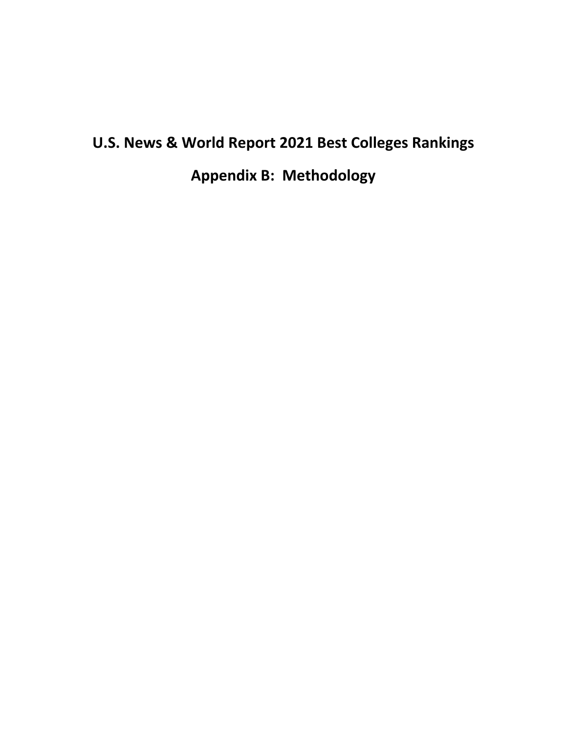# U.S. News & World Report 2021 Best Colleges Rankings

# Appendix B: Methodology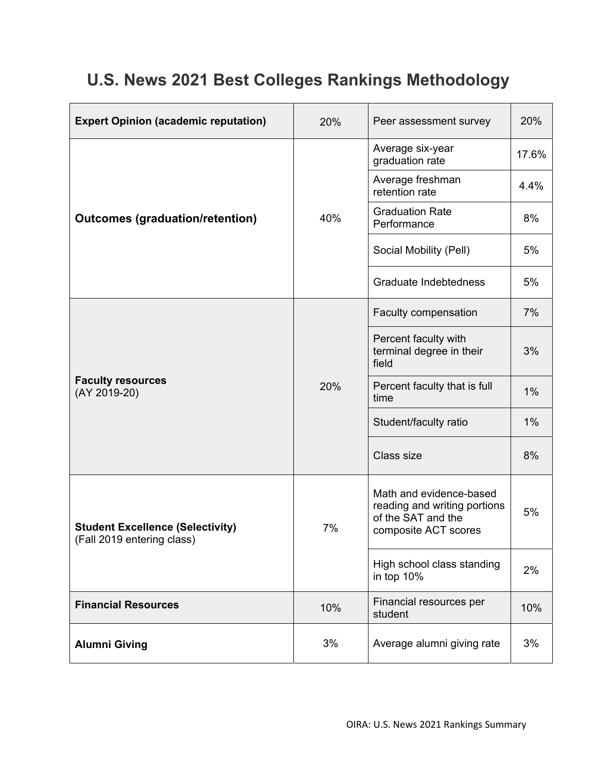# U.S. News 2021 Best Colleges Rankings Methodology

| Category | Weight | Indicator | Weight |
|---|---|---|---|
| **Expert Opinion (academic reputation)** | 20% | Peer assessment survey | 20% |
| **Outcomes (graduation/retention)** | 40% | Average six-year graduation rate | 17.6% |
| | | Average freshman retention rate | 4.4% |
| | | Graduation Rate Performance | 8% |
| | | Social Mobility (Pell) | 5% |
| | | Graduate Indebtedness | 5% |
| **Faculty resources** (AY 2019-20) | 20% | Faculty compensation | 7% |
| | | Percent faculty with terminal degree in their field | 3% |
| | | Percent faculty that is full time | 1% |
| | | Student/faculty ratio | 1% |
| | | Class size | 8% |
| **Student Excellence (Selectivity)** (Fall 2019 entering class) | 7% | Math and evidence-based reading and writing portions of the SAT and the composite ACT scores | 5% |
| | | High school class standing in top 10% | 2% |
| **Financial Resources** | 10% | Financial resources per student | 10% |
| **Alumni Giving** | 3% | Average alumni giving rate | 3% |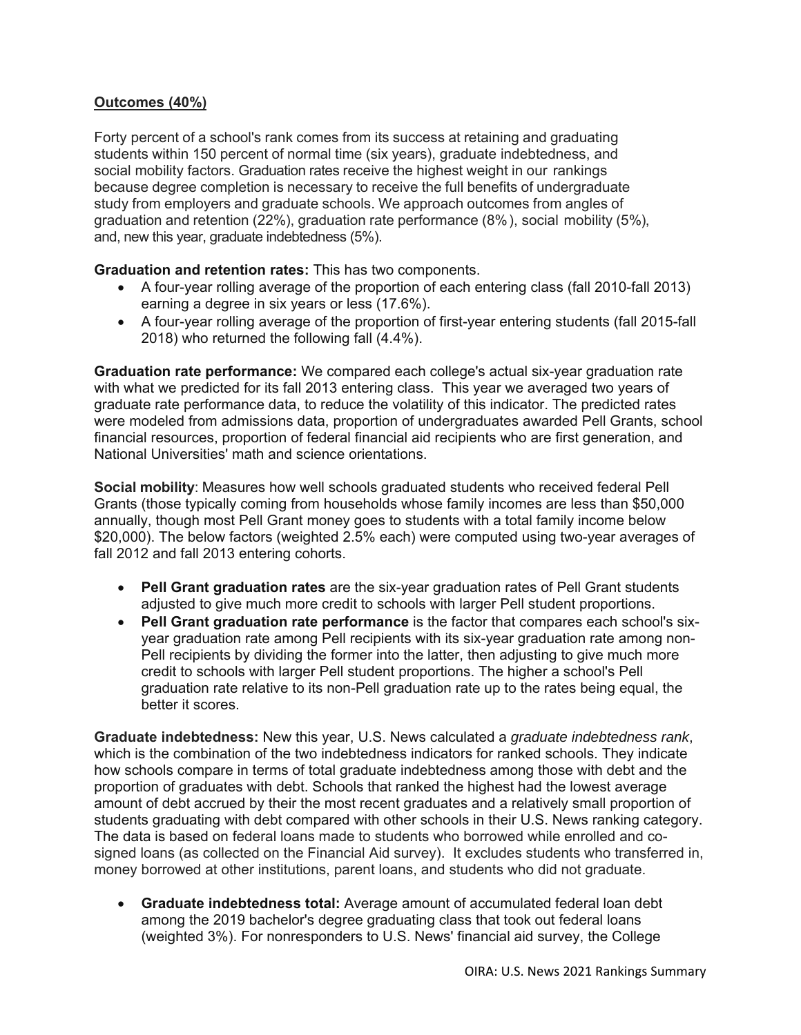**Outcomes (40%)**

Forty percent of a school's rank comes from its success at retaining and graduating students within 150 percent of normal time (six years), graduate indebtedness, and social mobility factors. Graduation rates receive the highest weight in our rankings because degree completion is necessary to receive the full benefits of undergraduate study from employers and graduate schools. We approach outcomes from angles of graduation and retention (22%), graduation rate performance (8%), social mobility (5%), and, new this year, graduate indebtedness (5%).

**Graduation and retention rates:** This has two components.

- A four-year rolling average of the proportion of each entering class (fall 2010-fall 2013) earning a degree in six years or less (17.6%).
- A four-year rolling average of the proportion of first-year entering students (fall 2015-fall 2018) who returned the following fall (4.4%).

**Graduation rate performance:** We compared each college's actual six-year graduation rate with what we predicted for its fall 2013 entering class. This year we averaged two years of graduate rate performance data, to reduce the volatility of this indicator. The predicted rates were modeled from admissions data, proportion of undergraduates awarded Pell Grants, school financial resources, proportion of federal financial aid recipients who are first generation, and National Universities' math and science orientations.

**Social mobility**: Measures how well schools graduated students who received federal Pell Grants (those typically coming from households whose family incomes are less than $50,000 annually, though most Pell Grant money goes to students with a total family income below $20,000). The below factors (weighted 2.5% each) were computed using two-year averages of fall 2012 and fall 2013 entering cohorts.

- **Pell Grant graduation rates** are the six-year graduation rates of Pell Grant students adjusted to give much more credit to schools with larger Pell student proportions.
- **Pell Grant graduation rate performance** is the factor that compares each school's six-year graduation rate among Pell recipients with its six-year graduation rate among non-Pell recipients by dividing the former into the latter, then adjusting to give much more credit to schools with larger Pell student proportions. The higher a school's Pell graduation rate relative to its non-Pell graduation rate up to the rates being equal, the better it scores.

**Graduate indebtedness:** New this year, U.S. News calculated a *graduate indebtedness rank*, which is the combination of the two indebtedness indicators for ranked schools. They indicate how schools compare in terms of total graduate indebtedness among those with debt and the proportion of graduates with debt. Schools that ranked the highest had the lowest average amount of debt accrued by their the most recent graduates and a relatively small proportion of students graduating with debt compared with other schools in their U.S. News ranking category. The data is based on federal loans made to students who borrowed while enrolled and co-signed loans (as collected on the Financial Aid survey). It excludes students who transferred in, money borrowed at other institutions, parent loans, and students who did not graduate.

- **Graduate indebtedness total:** Average amount of accumulated federal loan debt among the 2019 bachelor's degree graduating class that took out federal loans (weighted 3%). For nonresponders to U.S. News' financial aid survey, the College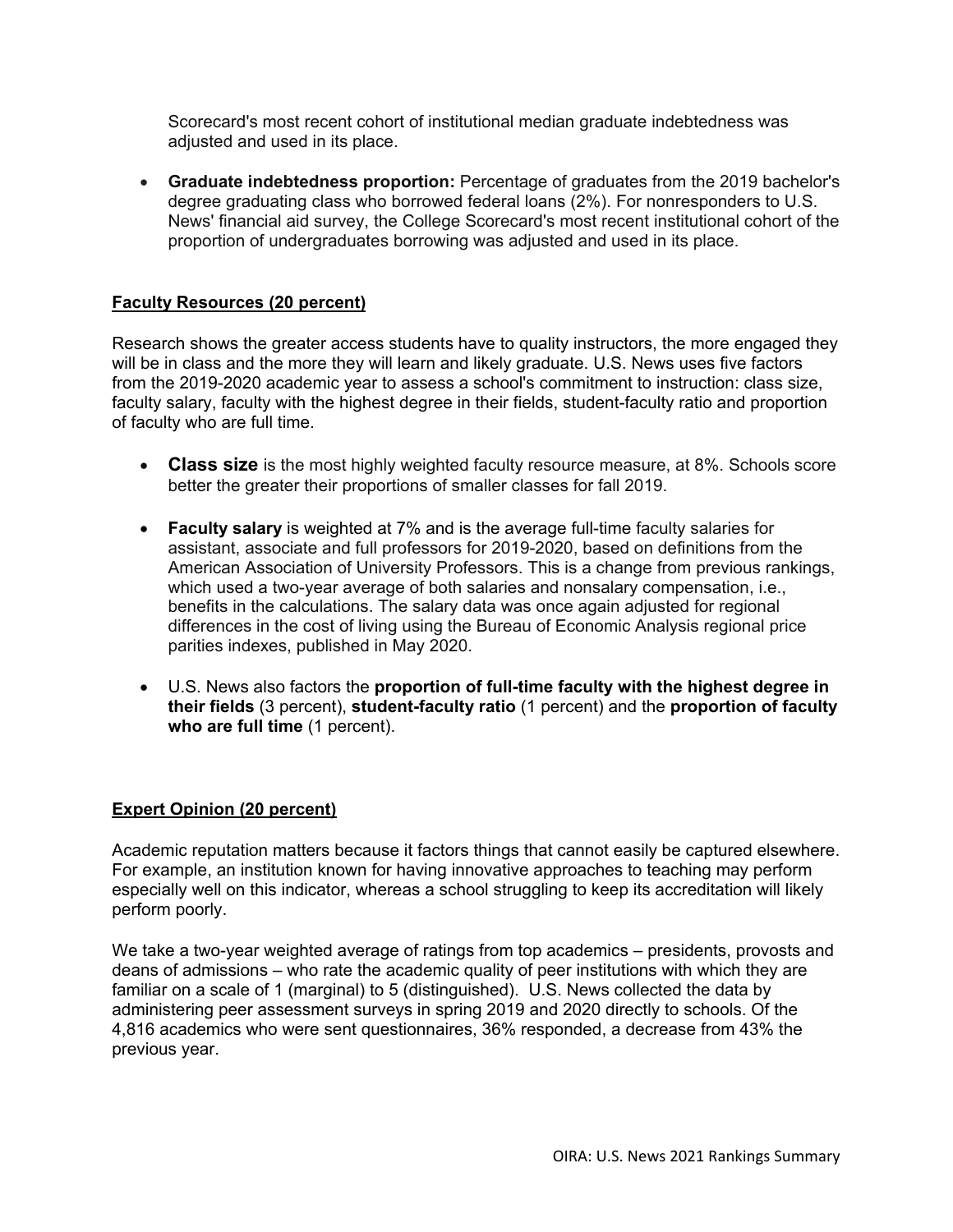Scorecard's most recent cohort of institutional median graduate indebtedness was adjusted and used in its place.

- **Graduate indebtedness proportion:** Percentage of graduates from the 2019 bachelor's degree graduating class who borrowed federal loans (2%). For nonresponders to U.S. News' financial aid survey, the College Scorecard's most recent institutional cohort of the proportion of undergraduates borrowing was adjusted and used in its place.

## Faculty Resources (20 percent)

Research shows the greater access students have to quality instructors, the more engaged they will be in class and the more they will learn and likely graduate. U.S. News uses five factors from the 2019-2020 academic year to assess a school's commitment to instruction: class size, faculty salary, faculty with the highest degree in their fields, student-faculty ratio and proportion of faculty who are full time.

- **Class size** is the most highly weighted faculty resource measure, at 8%. Schools score better the greater their proportions of smaller classes for fall 2019.

- **Faculty salary** is weighted at 7% and is the average full-time faculty salaries for assistant, associate and full professors for 2019-2020, based on definitions from the American Association of University Professors. This is a change from previous rankings, which used a two-year average of both salaries and nonsalary compensation, i.e., benefits in the calculations. The salary data was once again adjusted for regional differences in the cost of living using the Bureau of Economic Analysis regional price parities indexes, published in May 2020.

- U.S. News also factors the **proportion of full-time faculty with the highest degree in their fields** (3 percent), **student-faculty ratio** (1 percent) and the **proportion of faculty who are full time** (1 percent).

## Expert Opinion (20 percent)

Academic reputation matters because it factors things that cannot easily be captured elsewhere. For example, an institution known for having innovative approaches to teaching may perform especially well on this indicator, whereas a school struggling to keep its accreditation will likely perform poorly.

We take a two-year weighted average of ratings from top academics – presidents, provosts and deans of admissions – who rate the academic quality of peer institutions with which they are familiar on a scale of 1 (marginal) to 5 (distinguished). U.S. News collected the data by administering peer assessment surveys in spring 2019 and 2020 directly to schools. Of the 4,816 academics who were sent questionnaires, 36% responded, a decrease from 43% the previous year.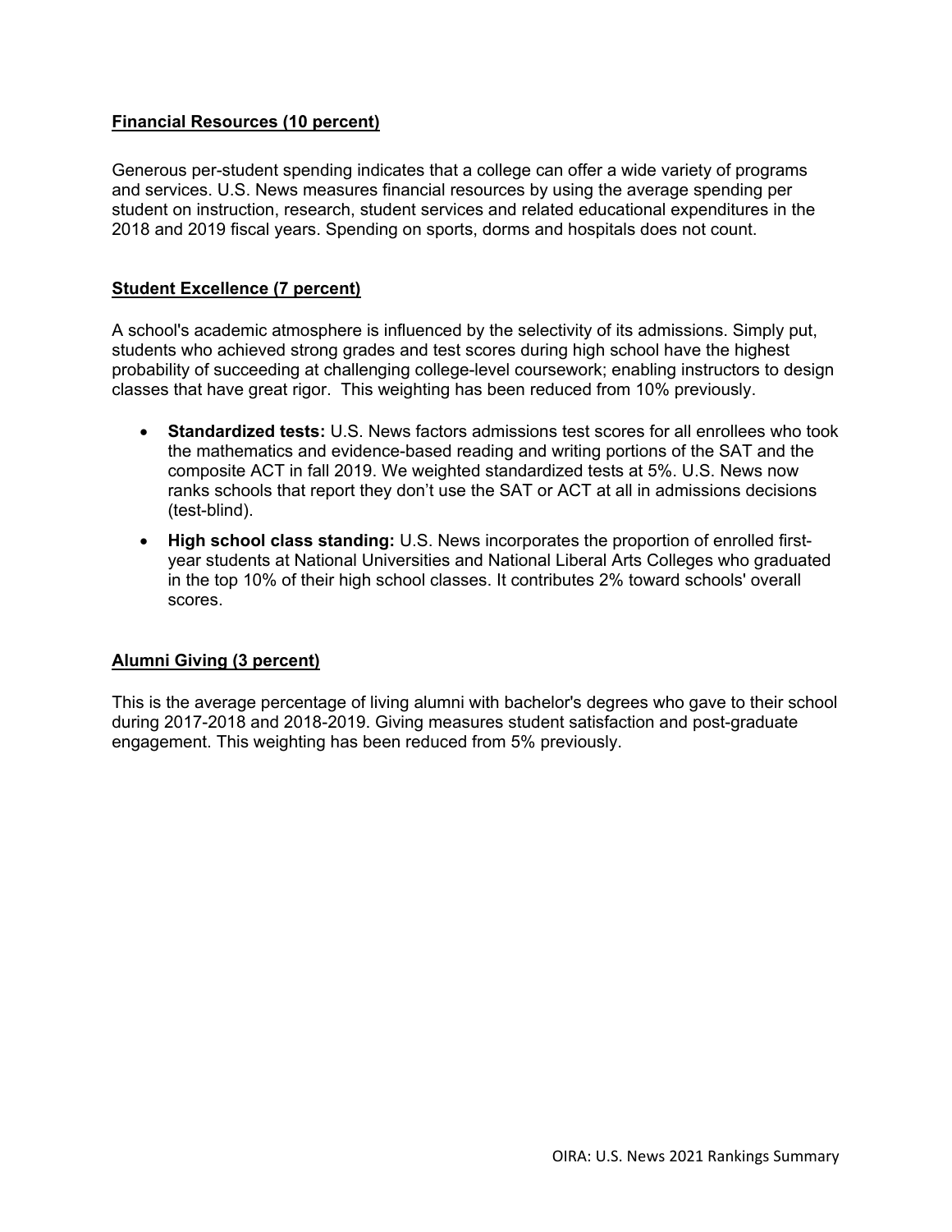**Financial Resources (10 percent)**

Generous per-student spending indicates that a college can offer a wide variety of programs and services. U.S. News measures financial resources by using the average spending per student on instruction, research, student services and related educational expenditures in the 2018 and 2019 fiscal years. Spending on sports, dorms and hospitals does not count.

**Student Excellence (7 percent)**

A school's academic atmosphere is influenced by the selectivity of its admissions. Simply put, students who achieved strong grades and test scores during high school have the highest probability of succeeding at challenging college-level coursework; enabling instructors to design classes that have great rigor. This weighting has been reduced from 10% previously.

- **Standardized tests:** U.S. News factors admissions test scores for all enrollees who took the mathematics and evidence-based reading and writing portions of the SAT and the composite ACT in fall 2019. We weighted standardized tests at 5%. U.S. News now ranks schools that report they don't use the SAT or ACT at all in admissions decisions (test-blind).
- **High school class standing:** U.S. News incorporates the proportion of enrolled first-year students at National Universities and National Liberal Arts Colleges who graduated in the top 10% of their high school classes. It contributes 2% toward schools' overall scores.

**Alumni Giving (3 percent)**

This is the average percentage of living alumni with bachelor's degrees who gave to their school during 2017-2018 and 2018-2019. Giving measures student satisfaction and post-graduate engagement. This weighting has been reduced from 5% previously.